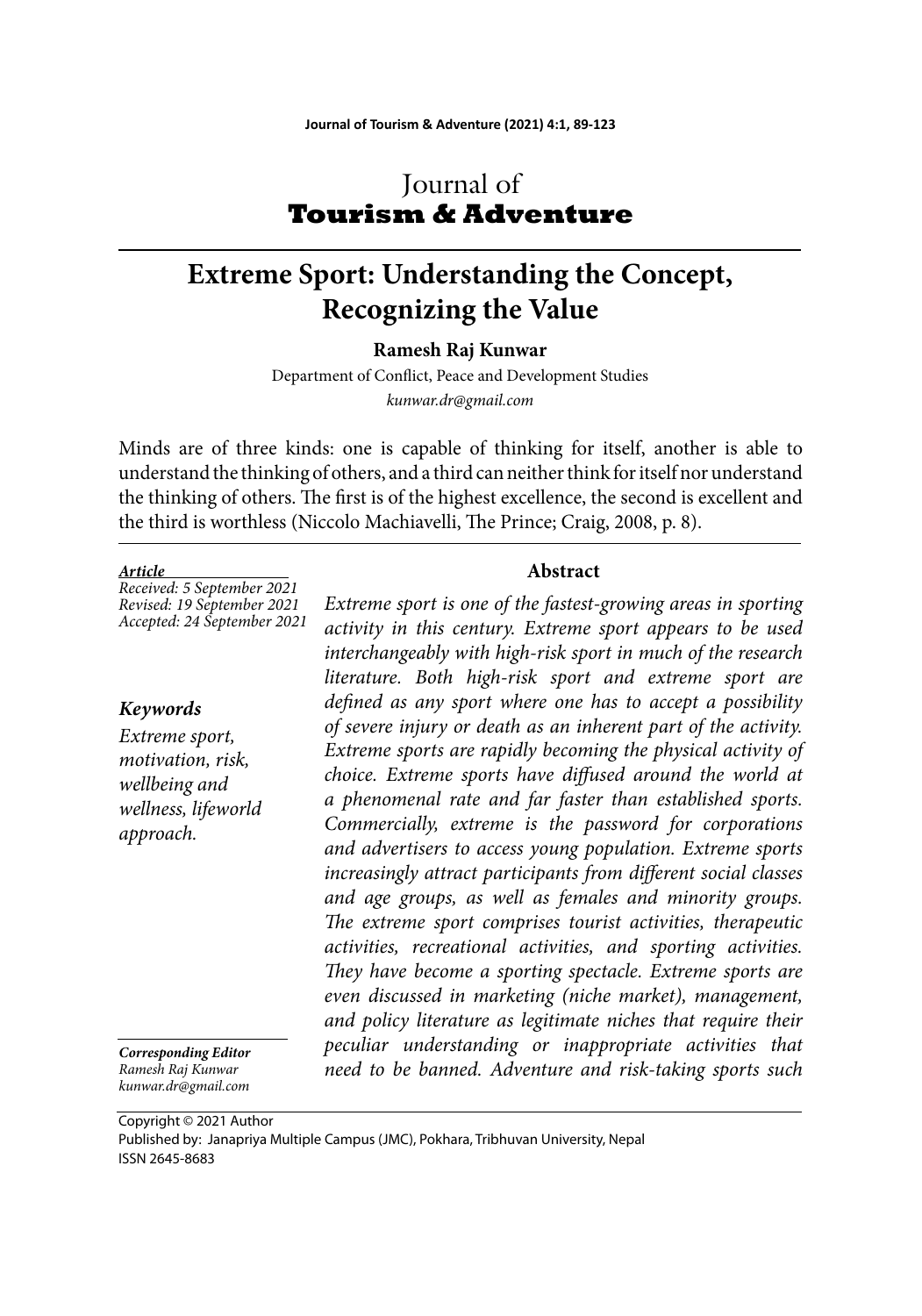Journal of
**Tourism & Adventure**

# Extreme Sport: Understanding the Concept, Recognizing the Value

**Ramesh Raj Kunwar**

Department of Conflict, Peace and Development Studies

*kunwar.dr@gmail.com*

Minds are of three kinds: one is capable of thinking for itself, another is able to understand the thinking of others, and a third can neither think for itself nor understand the thinking of others. The first is of the highest excellence, the second is excellent and the third is worthless (Niccolo Machiavelli, The Prince; Craig, 2008, p. 8).

***Article***

*Received: 5 September 2021*
*Revised: 19 September 2021*
*Accepted: 24 September 2021*

***Keywords***

*Extreme sport, motivation, risk, wellbeing and wellness, lifeworld approach.*

***Corresponding Editor***

*Ramesh Raj Kunwar*
*kunwar.dr@gmail.com*

## Abstract

*Extreme sport is one of the fastest-growing areas in sporting activity in this century. Extreme sport appears to be used interchangeably with high-risk sport in much of the research literature. Both high-risk sport and extreme sport are defined as any sport where one has to accept a possibility of severe injury or death as an inherent part of the activity. Extreme sports are rapidly becoming the physical activity of choice. Extreme sports have diffused around the world at a phenomenal rate and far faster than established sports. Commercially, extreme is the password for corporations and advertisers to access young population. Extreme sports increasingly attract participants from different social classes and age groups, as well as females and minority groups. The extreme sport comprises tourist activities, therapeutic activities, recreational activities, and sporting activities. They have become a sporting spectacle. Extreme sports are even discussed in marketing (niche market), management, and policy literature as legitimate niches that require their peculiar understanding or inappropriate activities that need to be banned. Adventure and risk-taking sports such*

Copyright © 2021 Author
Published by: Janapriya Multiple Campus (JMC), Pokhara, Tribhuvan University, Nepal
ISSN 2645-8683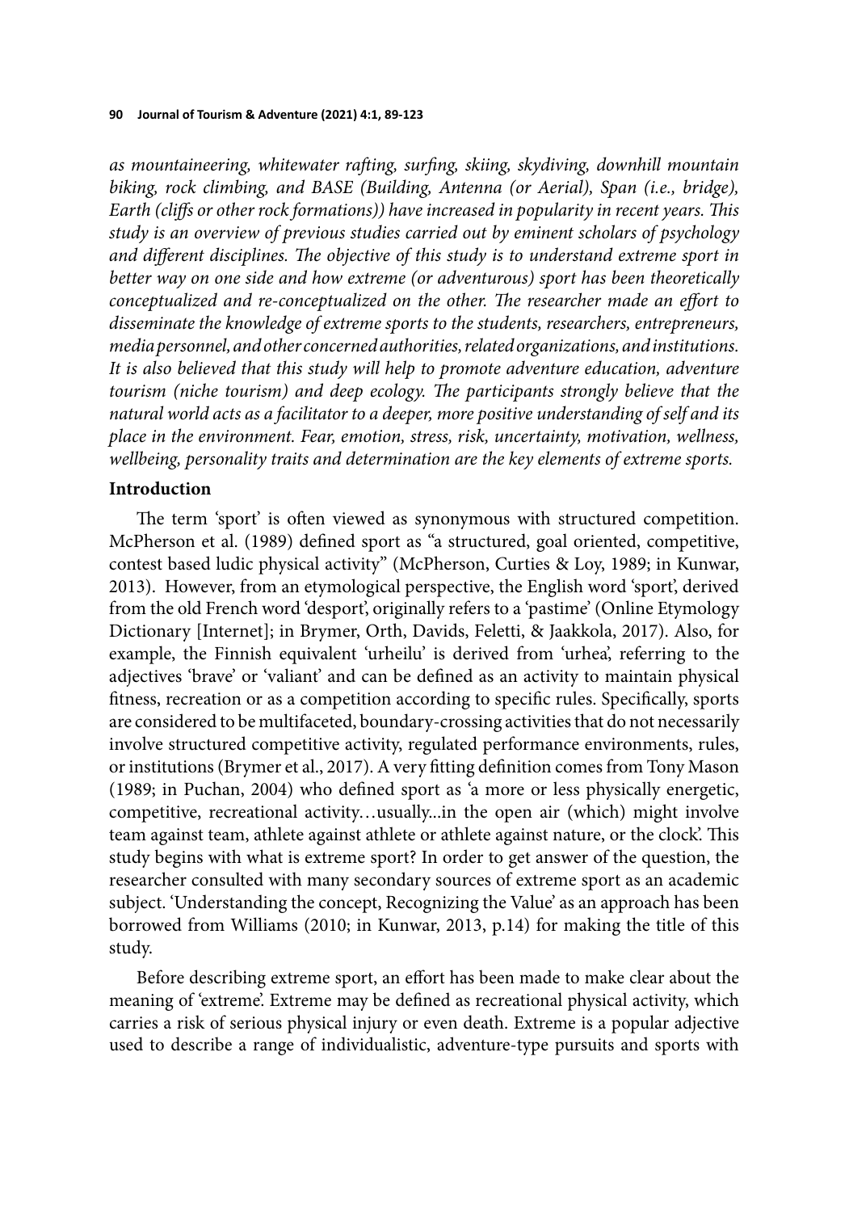*as mountaineering, whitewater rafting, surfing, skiing, skydiving, downhill mountain biking, rock climbing, and BASE (Building, Antenna (or Aerial), Span (i.e., bridge), Earth (cliffs or other rock formations)) have increased in popularity in recent years. This study is an overview of previous studies carried out by eminent scholars of psychology and different disciplines. The objective of this study is to understand extreme sport in better way on one side and how extreme (or adventurous) sport has been theoretically conceptualized and re-conceptualized on the other. The researcher made an effort to disseminate the knowledge of extreme sports to the students, researchers, entrepreneurs, media personnel, and other concerned authorities, related organizations, and institutions. It is also believed that this study will help to promote adventure education, adventure tourism (niche tourism) and deep ecology. The participants strongly believe that the natural world acts as a facilitator to a deeper, more positive understanding of self and its place in the environment. Fear, emotion, stress, risk, uncertainty, motivation, wellness, wellbeing, personality traits and determination are the key elements of extreme sports.*

## Introduction

The term 'sport' is often viewed as synonymous with structured competition. McPherson et al. (1989) defined sport as "a structured, goal oriented, competitive, contest based ludic physical activity" (McPherson, Curties & Loy, 1989; in Kunwar, 2013). However, from an etymological perspective, the English word 'sport', derived from the old French word 'desport', originally refers to a 'pastime' (Online Etymology Dictionary [Internet]; in Brymer, Orth, Davids, Feletti, & Jaakkola, 2017). Also, for example, the Finnish equivalent 'urheilu' is derived from 'urhea', referring to the adjectives 'brave' or 'valiant' and can be defined as an activity to maintain physical fitness, recreation or as a competition according to specific rules. Specifically, sports are considered to be multifaceted, boundary-crossing activities that do not necessarily involve structured competitive activity, regulated performance environments, rules, or institutions (Brymer et al., 2017). A very fitting definition comes from Tony Mason (1989; in Puchan, 2004) who defined sport as 'a more or less physically energetic, competitive, recreational activity…usually...in the open air (which) might involve team against team, athlete against athlete or athlete against nature, or the clock'. This study begins with what is extreme sport? In order to get answer of the question, the researcher consulted with many secondary sources of extreme sport as an academic subject. 'Understanding the concept, Recognizing the Value' as an approach has been borrowed from Williams (2010; in Kunwar, 2013, p.14) for making the title of this study.

Before describing extreme sport, an effort has been made to make clear about the meaning of 'extreme'. Extreme may be defined as recreational physical activity, which carries a risk of serious physical injury or even death. Extreme is a popular adjective used to describe a range of individualistic, adventure-type pursuits and sports with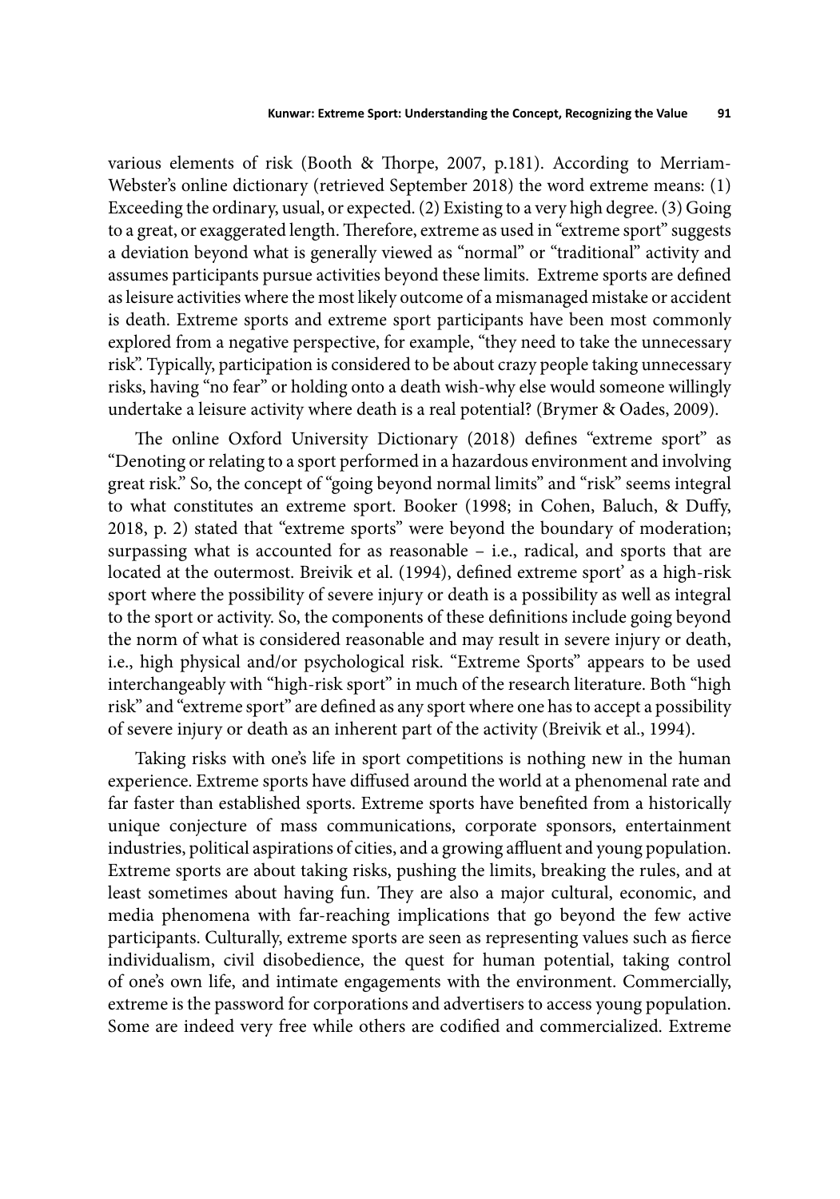various elements of risk (Booth & Thorpe, 2007, p.181). According to Merriam-Webster's online dictionary (retrieved September 2018) the word extreme means: (1) Exceeding the ordinary, usual, or expected. (2) Existing to a very high degree. (3) Going to a great, or exaggerated length. Therefore, extreme as used in "extreme sport" suggests a deviation beyond what is generally viewed as "normal" or "traditional" activity and assumes participants pursue activities beyond these limits. Extreme sports are defined as leisure activities where the most likely outcome of a mismanaged mistake or accident is death. Extreme sports and extreme sport participants have been most commonly explored from a negative perspective, for example, "they need to take the unnecessary risk". Typically, participation is considered to be about crazy people taking unnecessary risks, having "no fear" or holding onto a death wish-why else would someone willingly undertake a leisure activity where death is a real potential? (Brymer & Oades, 2009).

The online Oxford University Dictionary (2018) defines "extreme sport" as "Denoting or relating to a sport performed in a hazardous environment and involving great risk." So, the concept of "going beyond normal limits" and "risk" seems integral to what constitutes an extreme sport. Booker (1998; in Cohen, Baluch, & Duffy, 2018, p. 2) stated that "extreme sports" were beyond the boundary of moderation; surpassing what is accounted for as reasonable – i.e., radical, and sports that are located at the outermost. Breivik et al. (1994), defined extreme sport' as a high-risk sport where the possibility of severe injury or death is a possibility as well as integral to the sport or activity. So, the components of these definitions include going beyond the norm of what is considered reasonable and may result in severe injury or death, i.e., high physical and/or psychological risk. "Extreme Sports" appears to be used interchangeably with "high-risk sport" in much of the research literature. Both "high risk" and "extreme sport" are defined as any sport where one has to accept a possibility of severe injury or death as an inherent part of the activity (Breivik et al., 1994).

Taking risks with one's life in sport competitions is nothing new in the human experience. Extreme sports have diffused around the world at a phenomenal rate and far faster than established sports. Extreme sports have benefited from a historically unique conjecture of mass communications, corporate sponsors, entertainment industries, political aspirations of cities, and a growing affluent and young population. Extreme sports are about taking risks, pushing the limits, breaking the rules, and at least sometimes about having fun. They are also a major cultural, economic, and media phenomena with far-reaching implications that go beyond the few active participants. Culturally, extreme sports are seen as representing values such as fierce individualism, civil disobedience, the quest for human potential, taking control of one's own life, and intimate engagements with the environment. Commercially, extreme is the password for corporations and advertisers to access young population. Some are indeed very free while others are codified and commercialized. Extreme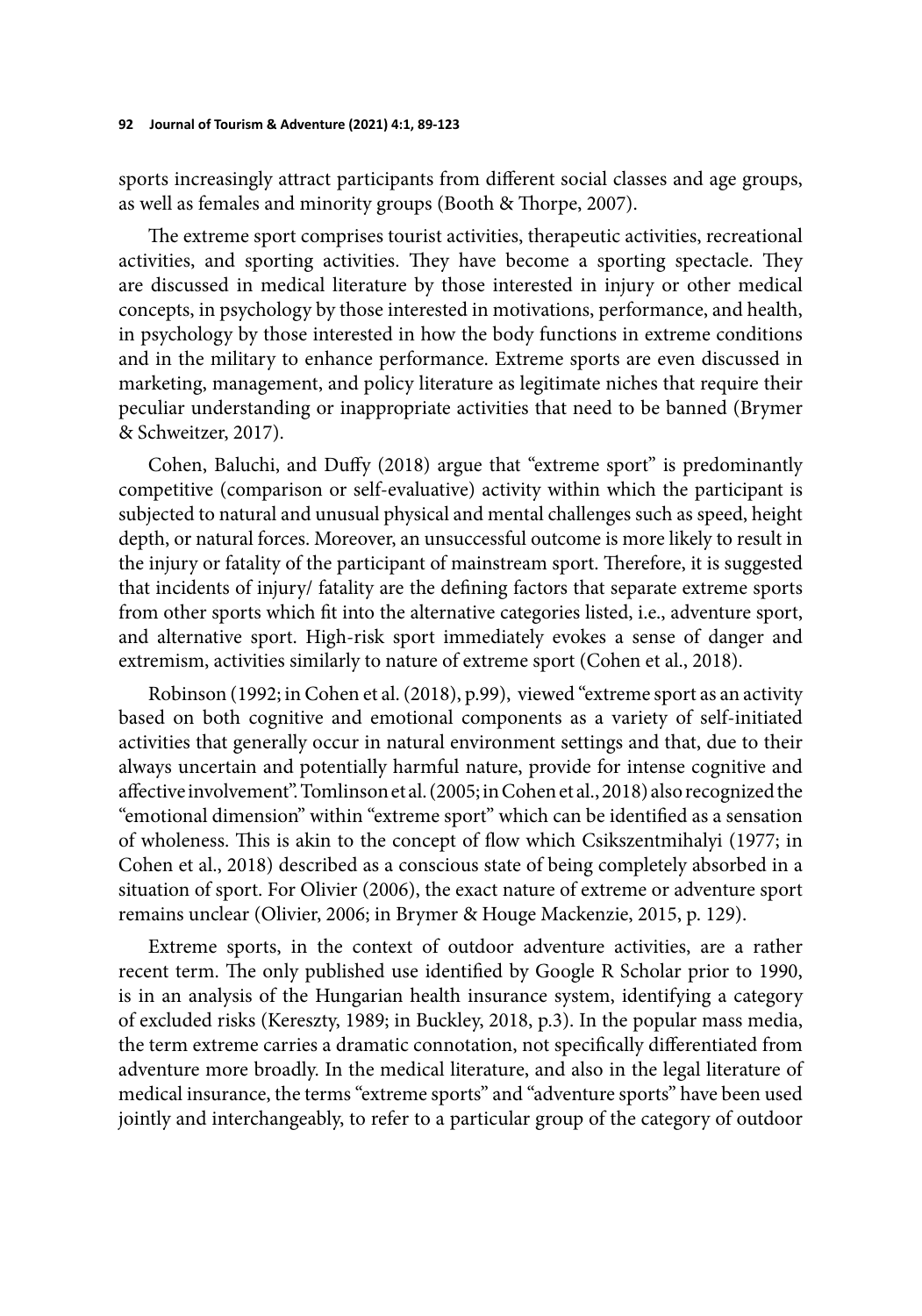sports increasingly attract participants from different social classes and age groups, as well as females and minority groups (Booth & Thorpe, 2007).

The extreme sport comprises tourist activities, therapeutic activities, recreational activities, and sporting activities. They have become a sporting spectacle. They are discussed in medical literature by those interested in injury or other medical concepts, in psychology by those interested in motivations, performance, and health, in psychology by those interested in how the body functions in extreme conditions and in the military to enhance performance. Extreme sports are even discussed in marketing, management, and policy literature as legitimate niches that require their peculiar understanding or inappropriate activities that need to be banned (Brymer & Schweitzer, 2017).

Cohen, Baluchi, and Duffy (2018) argue that "extreme sport" is predominantly competitive (comparison or self-evaluative) activity within which the participant is subjected to natural and unusual physical and mental challenges such as speed, height depth, or natural forces. Moreover, an unsuccessful outcome is more likely to result in the injury or fatality of the participant of mainstream sport. Therefore, it is suggested that incidents of injury/ fatality are the defining factors that separate extreme sports from other sports which fit into the alternative categories listed, i.e., adventure sport, and alternative sport. High-risk sport immediately evokes a sense of danger and extremism, activities similarly to nature of extreme sport (Cohen et al., 2018).

Robinson (1992; in Cohen et al. (2018), p.99), viewed "extreme sport as an activity based on both cognitive and emotional components as a variety of self-initiated activities that generally occur in natural environment settings and that, due to their always uncertain and potentially harmful nature, provide for intense cognitive and affective involvement". Tomlinson et al. (2005; in Cohen et al., 2018) also recognized the "emotional dimension" within "extreme sport" which can be identified as a sensation of wholeness. This is akin to the concept of flow which Csikszentmihalyi (1977; in Cohen et al., 2018) described as a conscious state of being completely absorbed in a situation of sport. For Olivier (2006), the exact nature of extreme or adventure sport remains unclear (Olivier, 2006; in Brymer & Houge Mackenzie, 2015, p. 129).

Extreme sports, in the context of outdoor adventure activities, are a rather recent term. The only published use identified by Google R Scholar prior to 1990, is in an analysis of the Hungarian health insurance system, identifying a category of excluded risks (Kereszty, 1989; in Buckley, 2018, p.3). In the popular mass media, the term extreme carries a dramatic connotation, not specifically differentiated from adventure more broadly. In the medical literature, and also in the legal literature of medical insurance, the terms "extreme sports" and "adventure sports" have been used jointly and interchangeably, to refer to a particular group of the category of outdoor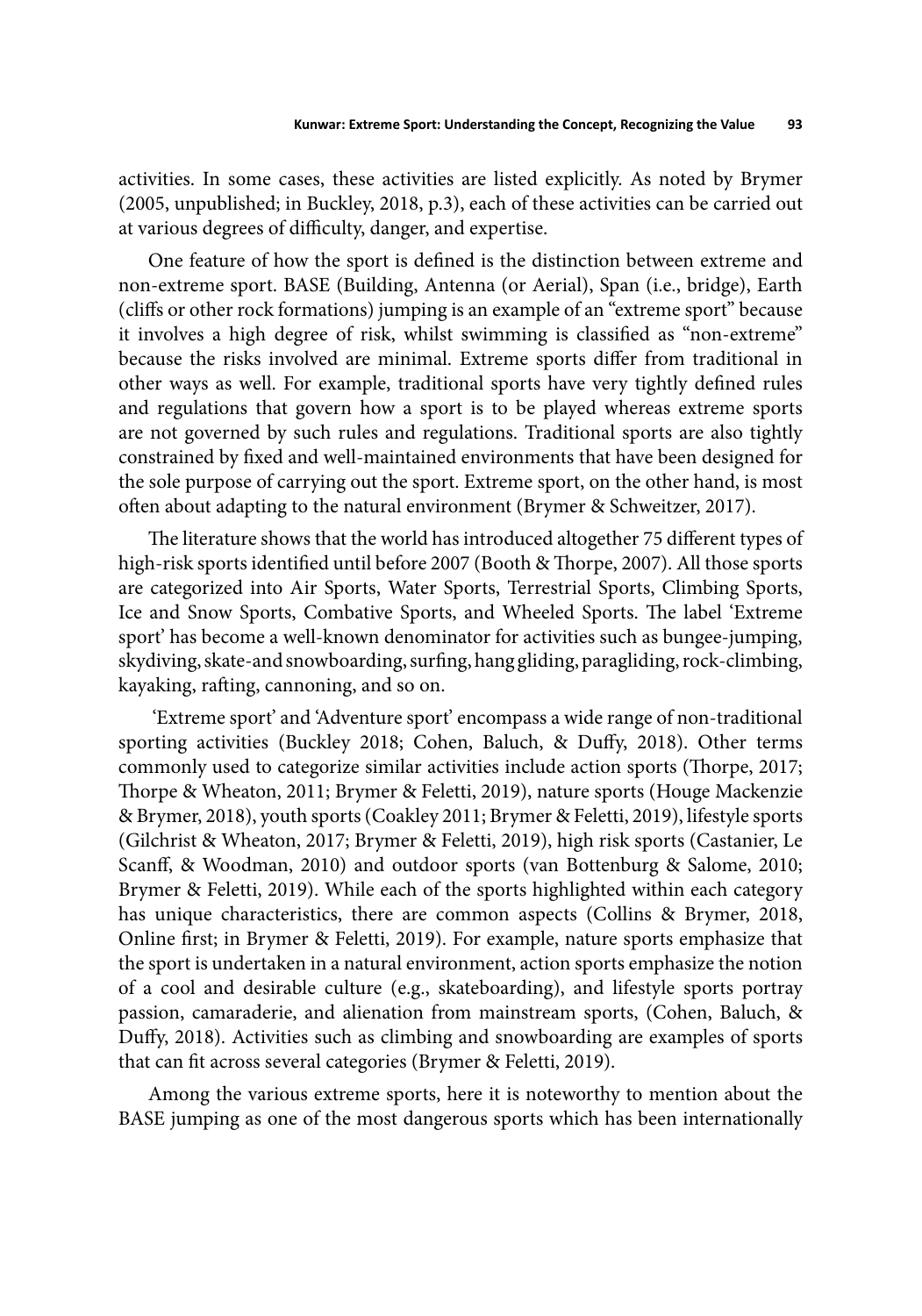activities. In some cases, these activities are listed explicitly. As noted by Brymer (2005, unpublished; in Buckley, 2018, p.3), each of these activities can be carried out at various degrees of difficulty, danger, and expertise.

One feature of how the sport is defined is the distinction between extreme and non-extreme sport. BASE (Building, Antenna (or Aerial), Span (i.e., bridge), Earth (cliffs or other rock formations) jumping is an example of an "extreme sport" because it involves a high degree of risk, whilst swimming is classified as "non-extreme" because the risks involved are minimal. Extreme sports differ from traditional in other ways as well. For example, traditional sports have very tightly defined rules and regulations that govern how a sport is to be played whereas extreme sports are not governed by such rules and regulations. Traditional sports are also tightly constrained by fixed and well-maintained environments that have been designed for the sole purpose of carrying out the sport. Extreme sport, on the other hand, is most often about adapting to the natural environment (Brymer & Schweitzer, 2017).

The literature shows that the world has introduced altogether 75 different types of high-risk sports identified until before 2007 (Booth & Thorpe, 2007). All those sports are categorized into Air Sports, Water Sports, Terrestrial Sports, Climbing Sports, Ice and Snow Sports, Combative Sports, and Wheeled Sports. The label 'Extreme sport' has become a well-known denominator for activities such as bungee-jumping, skydiving, skate-and snowboarding, surfing, hang gliding, paragliding, rock-climbing, kayaking, rafting, cannoning, and so on.

'Extreme sport' and 'Adventure sport' encompass a wide range of non-traditional sporting activities (Buckley 2018; Cohen, Baluch, & Duffy, 2018). Other terms commonly used to categorize similar activities include action sports (Thorpe, 2017; Thorpe & Wheaton, 2011; Brymer & Feletti, 2019), nature sports (Houge Mackenzie & Brymer, 2018), youth sports (Coakley 2011; Brymer & Feletti, 2019), lifestyle sports (Gilchrist & Wheaton, 2017; Brymer & Feletti, 2019), high risk sports (Castanier, Le Scanff, & Woodman, 2010) and outdoor sports (van Bottenburg & Salome, 2010; Brymer & Feletti, 2019). While each of the sports highlighted within each category has unique characteristics, there are common aspects (Collins & Brymer, 2018, Online first; in Brymer & Feletti, 2019). For example, nature sports emphasize that the sport is undertaken in a natural environment, action sports emphasize the notion of a cool and desirable culture (e.g., skateboarding), and lifestyle sports portray passion, camaraderie, and alienation from mainstream sports, (Cohen, Baluch, & Duffy, 2018). Activities such as climbing and snowboarding are examples of sports that can fit across several categories (Brymer & Feletti, 2019).

Among the various extreme sports, here it is noteworthy to mention about the BASE jumping as one of the most dangerous sports which has been internationally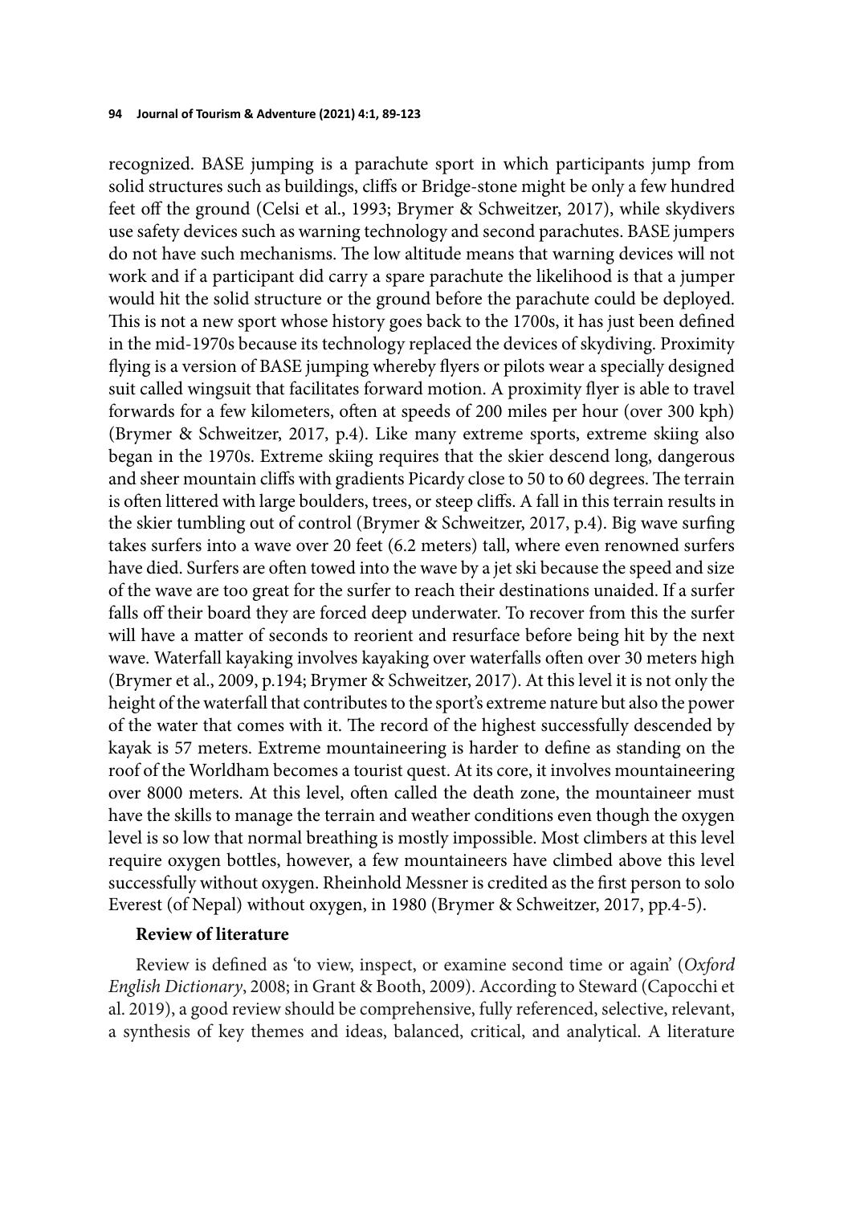recognized. BASE jumping is a parachute sport in which participants jump from solid structures such as buildings, cliffs or Bridge-stone might be only a few hundred feet off the ground (Celsi et al., 1993; Brymer & Schweitzer, 2017), while skydivers use safety devices such as warning technology and second parachutes. BASE jumpers do not have such mechanisms. The low altitude means that warning devices will not work and if a participant did carry a spare parachute the likelihood is that a jumper would hit the solid structure or the ground before the parachute could be deployed. This is not a new sport whose history goes back to the 1700s, it has just been defined in the mid-1970s because its technology replaced the devices of skydiving. Proximity flying is a version of BASE jumping whereby flyers or pilots wear a specially designed suit called wingsuit that facilitates forward motion. A proximity flyer is able to travel forwards for a few kilometers, often at speeds of 200 miles per hour (over 300 kph) (Brymer & Schweitzer, 2017, p.4). Like many extreme sports, extreme skiing also began in the 1970s. Extreme skiing requires that the skier descend long, dangerous and sheer mountain cliffs with gradients Picardy close to 50 to 60 degrees. The terrain is often littered with large boulders, trees, or steep cliffs. A fall in this terrain results in the skier tumbling out of control (Brymer & Schweitzer, 2017, p.4). Big wave surfing takes surfers into a wave over 20 feet (6.2 meters) tall, where even renowned surfers have died. Surfers are often towed into the wave by a jet ski because the speed and size of the wave are too great for the surfer to reach their destinations unaided. If a surfer falls off their board they are forced deep underwater. To recover from this the surfer will have a matter of seconds to reorient and resurface before being hit by the next wave. Waterfall kayaking involves kayaking over waterfalls often over 30 meters high (Brymer et al., 2009, p.194; Brymer & Schweitzer, 2017). At this level it is not only the height of the waterfall that contributes to the sport's extreme nature but also the power of the water that comes with it. The record of the highest successfully descended by kayak is 57 meters. Extreme mountaineering is harder to define as standing on the roof of the Worldham becomes a tourist quest. At its core, it involves mountaineering over 8000 meters. At this level, often called the death zone, the mountaineer must have the skills to manage the terrain and weather conditions even though the oxygen level is so low that normal breathing is mostly impossible. Most climbers at this level require oxygen bottles, however, a few mountaineers have climbed above this level successfully without oxygen. Rheinhold Messner is credited as the first person to solo Everest (of Nepal) without oxygen, in 1980 (Brymer & Schweitzer, 2017, pp.4-5).

## Review of literature

Review is defined as 'to view, inspect, or examine second time or again' (*Oxford English Dictionary*, 2008; in Grant & Booth, 2009). According to Steward (Capocchi et al. 2019), a good review should be comprehensive, fully referenced, selective, relevant, a synthesis of key themes and ideas, balanced, critical, and analytical. A literature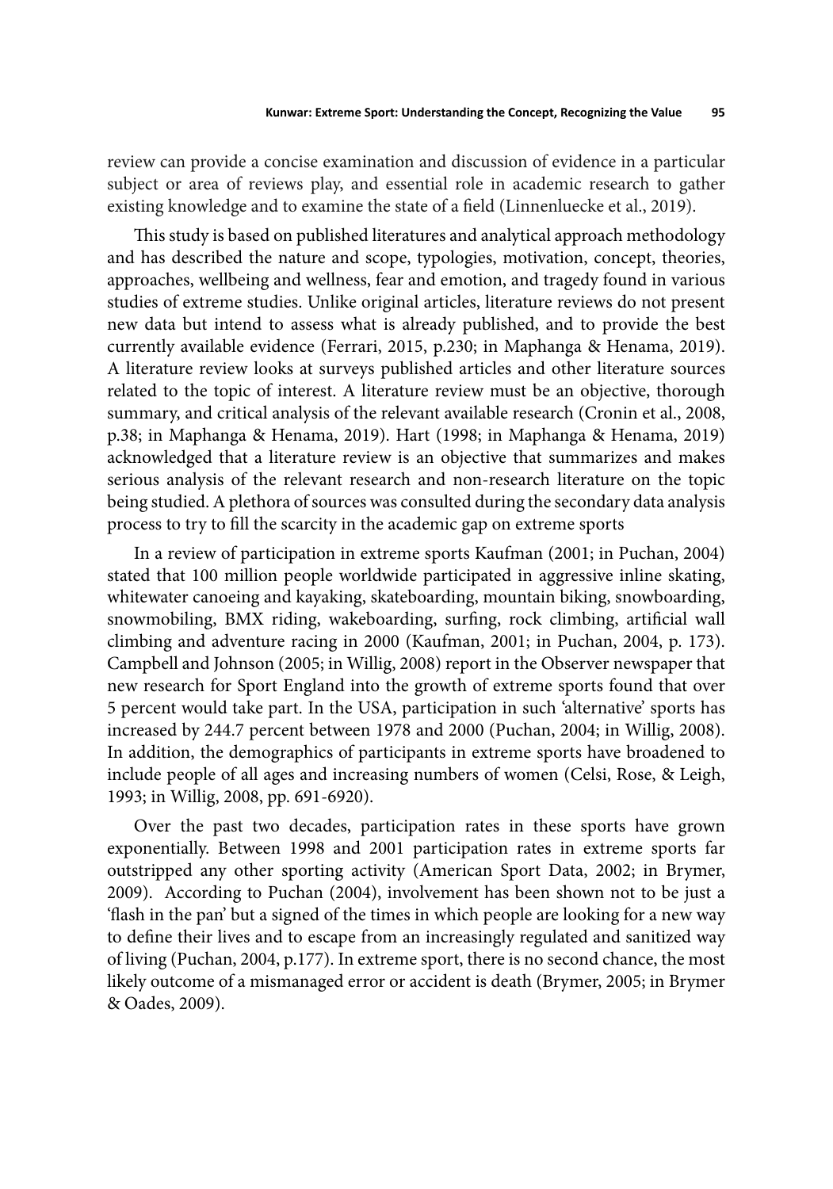review can provide a concise examination and discussion of evidence in a particular subject or area of reviews play, and essential role in academic research to gather existing knowledge and to examine the state of a field (Linnenluecke et al., 2019).

This study is based on published literatures and analytical approach methodology and has described the nature and scope, typologies, motivation, concept, theories, approaches, wellbeing and wellness, fear and emotion, and tragedy found in various studies of extreme studies. Unlike original articles, literature reviews do not present new data but intend to assess what is already published, and to provide the best currently available evidence (Ferrari, 2015, p.230; in Maphanga & Henama, 2019). A literature review looks at surveys published articles and other literature sources related to the topic of interest. A literature review must be an objective, thorough summary, and critical analysis of the relevant available research (Cronin et al., 2008, p.38; in Maphanga & Henama, 2019). Hart (1998; in Maphanga & Henama, 2019) acknowledged that a literature review is an objective that summarizes and makes serious analysis of the relevant research and non-research literature on the topic being studied. A plethora of sources was consulted during the secondary data analysis process to try to fill the scarcity in the academic gap on extreme sports

In a review of participation in extreme sports Kaufman (2001; in Puchan, 2004) stated that 100 million people worldwide participated in aggressive inline skating, whitewater canoeing and kayaking, skateboarding, mountain biking, snowboarding, snowmobiling, BMX riding, wakeboarding, surfing, rock climbing, artificial wall climbing and adventure racing in 2000 (Kaufman, 2001; in Puchan, 2004, p. 173). Campbell and Johnson (2005; in Willig, 2008) report in the Observer newspaper that new research for Sport England into the growth of extreme sports found that over 5 percent would take part. In the USA, participation in such 'alternative' sports has increased by 244.7 percent between 1978 and 2000 (Puchan, 2004; in Willig, 2008). In addition, the demographics of participants in extreme sports have broadened to include people of all ages and increasing numbers of women (Celsi, Rose, & Leigh, 1993; in Willig, 2008, pp. 691-6920).

Over the past two decades, participation rates in these sports have grown exponentially. Between 1998 and 2001 participation rates in extreme sports far outstripped any other sporting activity (American Sport Data, 2002; in Brymer, 2009). According to Puchan (2004), involvement has been shown not to be just a 'flash in the pan' but a signed of the times in which people are looking for a new way to define their lives and to escape from an increasingly regulated and sanitized way of living (Puchan, 2004, p.177). In extreme sport, there is no second chance, the most likely outcome of a mismanaged error or accident is death (Brymer, 2005; in Brymer & Oades, 2009).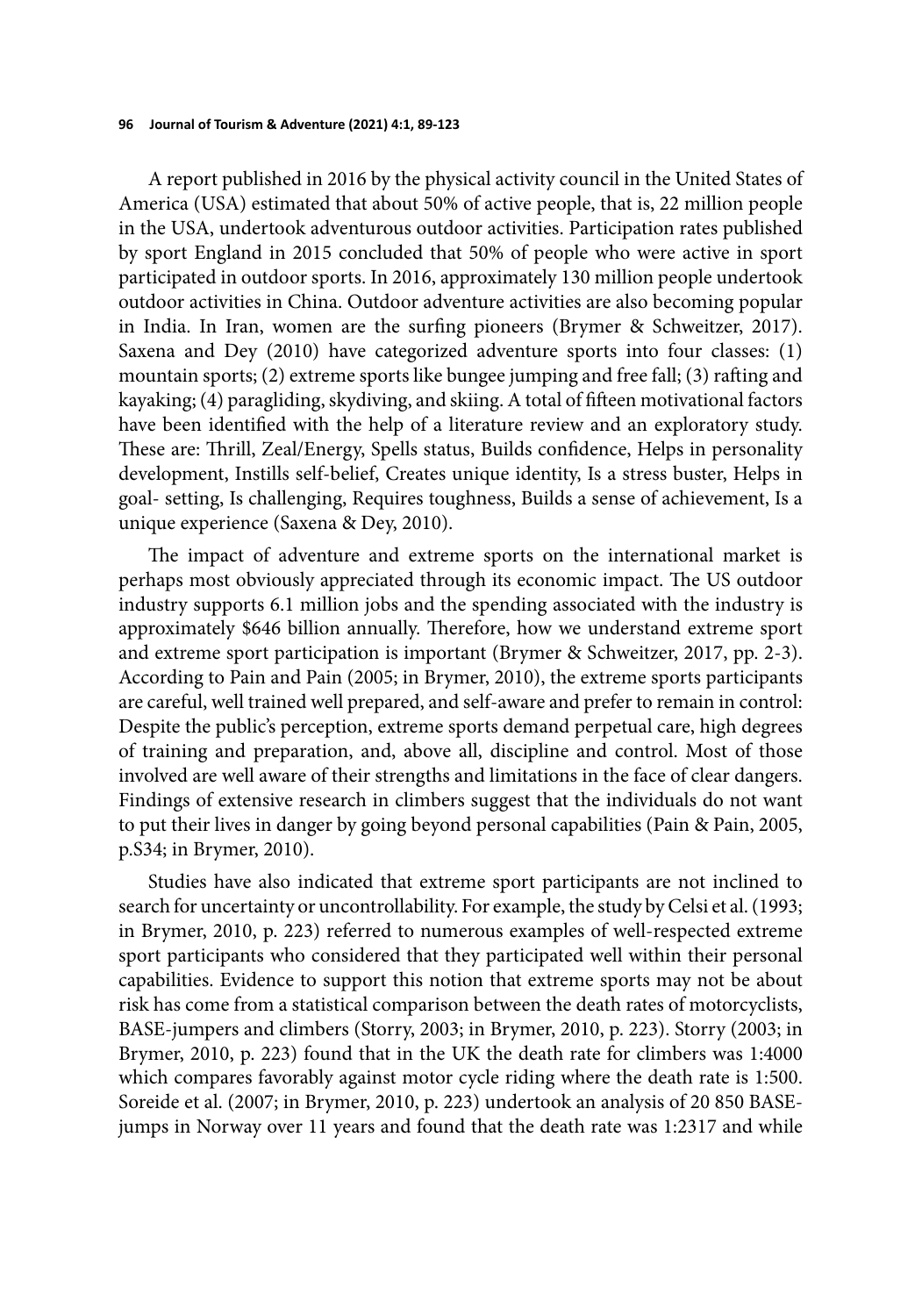A report published in 2016 by the physical activity council in the United States of America (USA) estimated that about 50% of active people, that is, 22 million people in the USA, undertook adventurous outdoor activities. Participation rates published by sport England in 2015 concluded that 50% of people who were active in sport participated in outdoor sports. In 2016, approximately 130 million people undertook outdoor activities in China. Outdoor adventure activities are also becoming popular in India. In Iran, women are the surfing pioneers (Brymer & Schweitzer, 2017). Saxena and Dey (2010) have categorized adventure sports into four classes: (1) mountain sports; (2) extreme sports like bungee jumping and free fall; (3) rafting and kayaking; (4) paragliding, skydiving, and skiing. A total of fifteen motivational factors have been identified with the help of a literature review and an exploratory study. These are: Thrill, Zeal/Energy, Spells status, Builds confidence, Helps in personality development, Instills self-belief, Creates unique identity, Is a stress buster, Helps in goal- setting, Is challenging, Requires toughness, Builds a sense of achievement, Is a unique experience (Saxena & Dey, 2010).

The impact of adventure and extreme sports on the international market is perhaps most obviously appreciated through its economic impact. The US outdoor industry supports 6.1 million jobs and the spending associated with the industry is approximately $646 billion annually. Therefore, how we understand extreme sport and extreme sport participation is important (Brymer & Schweitzer, 2017, pp. 2-3). According to Pain and Pain (2005; in Brymer, 2010), the extreme sports participants are careful, well trained well prepared, and self-aware and prefer to remain in control: Despite the public's perception, extreme sports demand perpetual care, high degrees of training and preparation, and, above all, discipline and control. Most of those involved are well aware of their strengths and limitations in the face of clear dangers. Findings of extensive research in climbers suggest that the individuals do not want to put their lives in danger by going beyond personal capabilities (Pain & Pain, 2005, p.S34; in Brymer, 2010).

Studies have also indicated that extreme sport participants are not inclined to search for uncertainty or uncontrollability. For example, the study by Celsi et al. (1993; in Brymer, 2010, p. 223) referred to numerous examples of well-respected extreme sport participants who considered that they participated well within their personal capabilities. Evidence to support this notion that extreme sports may not be about risk has come from a statistical comparison between the death rates of motorcyclists, BASE-jumpers and climbers (Storry, 2003; in Brymer, 2010, p. 223). Storry (2003; in Brymer, 2010, p. 223) found that in the UK the death rate for climbers was 1:4000 which compares favorably against motor cycle riding where the death rate is 1:500. Soreide et al. (2007; in Brymer, 2010, p. 223) undertook an analysis of 20 850 BASE-jumps in Norway over 11 years and found that the death rate was 1:2317 and while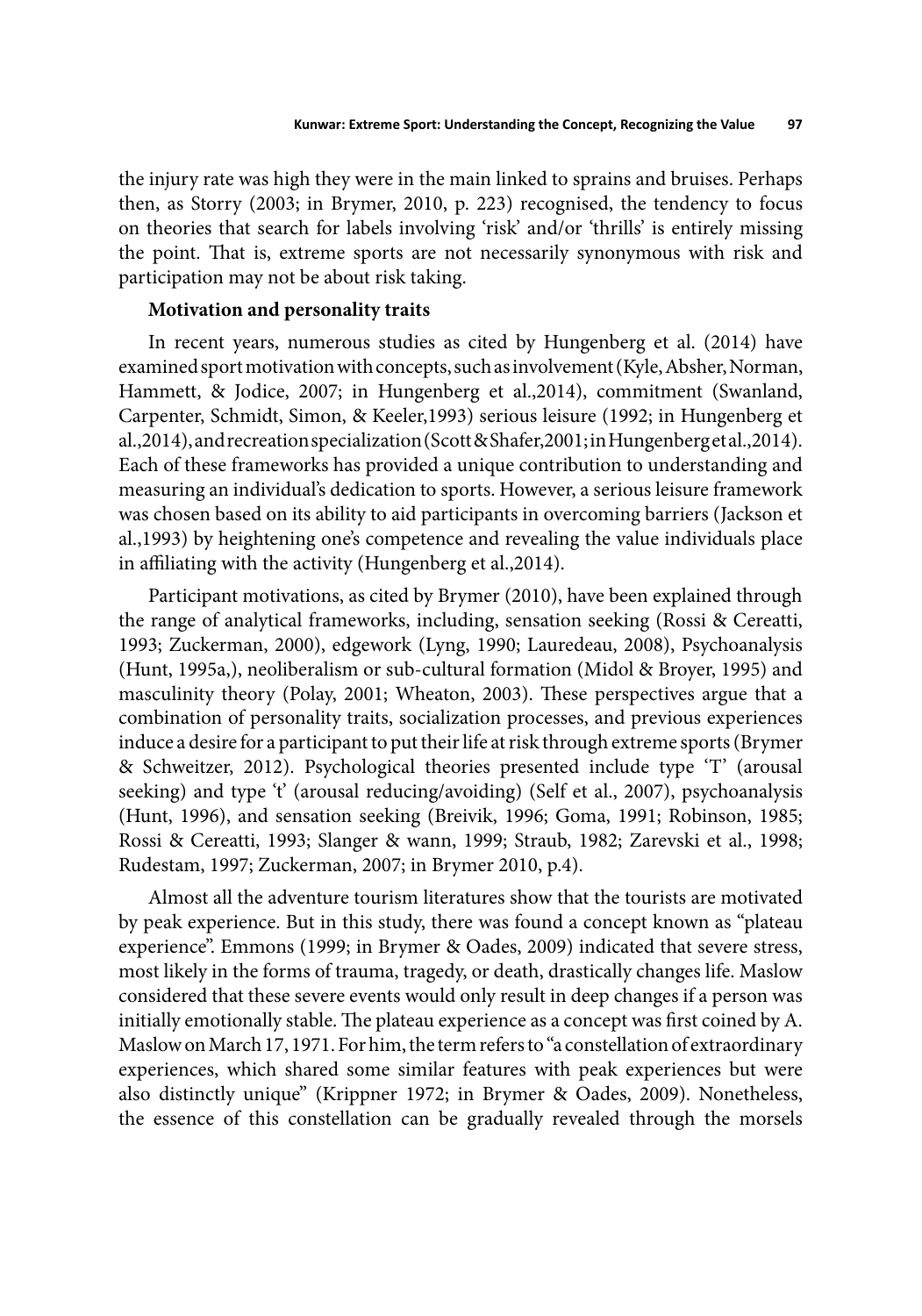the injury rate was high they were in the main linked to sprains and bruises. Perhaps then, as Storry (2003; in Brymer, 2010, p. 223) recognised, the tendency to focus on theories that search for labels involving 'risk' and/or 'thrills' is entirely missing the point. That is, extreme sports are not necessarily synonymous with risk and participation may not be about risk taking.

**Motivation and personality traits**

In recent years, numerous studies as cited by Hungenberg et al. (2014) have examined sport motivation with concepts, such as involvement (Kyle, Absher, Norman, Hammett, & Jodice, 2007; in Hungenberg et al.,2014), commitment (Swanland, Carpenter, Schmidt, Simon, & Keeler,1993) serious leisure (1992; in Hungenberg et al.,2014), and recreation specialization (Scott & Shafer,2001; in Hungenberg et al.,2014). Each of these frameworks has provided a unique contribution to understanding and measuring an individual's dedication to sports. However, a serious leisure framework was chosen based on its ability to aid participants in overcoming barriers (Jackson et al.,1993) by heightening one's competence and revealing the value individuals place in affiliating with the activity (Hungenberg et al.,2014).

Participant motivations, as cited by Brymer (2010), have been explained through the range of analytical frameworks, including, sensation seeking (Rossi & Cereatti, 1993; Zuckerman, 2000), edgework (Lyng, 1990; Lauredeau, 2008), Psychoanalysis (Hunt, 1995a,), neoliberalism or sub-cultural formation (Midol & Broyer, 1995) and masculinity theory (Polay, 2001; Wheaton, 2003). These perspectives argue that a combination of personality traits, socialization processes, and previous experiences induce a desire for a participant to put their life at risk through extreme sports (Brymer & Schweitzer, 2012). Psychological theories presented include type 'T' (arousal seeking) and type 't' (arousal reducing/avoiding) (Self et al., 2007), psychoanalysis (Hunt, 1996), and sensation seeking (Breivik, 1996; Goma, 1991; Robinson, 1985; Rossi & Cereatti, 1993; Slanger & wann, 1999; Straub, 1982; Zarevski et al., 1998; Rudestam, 1997; Zuckerman, 2007; in Brymer 2010, p.4).

Almost all the adventure tourism literatures show that the tourists are motivated by peak experience. But in this study, there was found a concept known as "plateau experience". Emmons (1999; in Brymer & Oades, 2009) indicated that severe stress, most likely in the forms of trauma, tragedy, or death, drastically changes life. Maslow considered that these severe events would only result in deep changes if a person was initially emotionally stable. The plateau experience as a concept was first coined by A. Maslow on March 17, 1971. For him, the term refers to "a constellation of extraordinary experiences, which shared some similar features with peak experiences but were also distinctly unique" (Krippner 1972; in Brymer & Oades, 2009). Nonetheless, the essence of this constellation can be gradually revealed through the morsels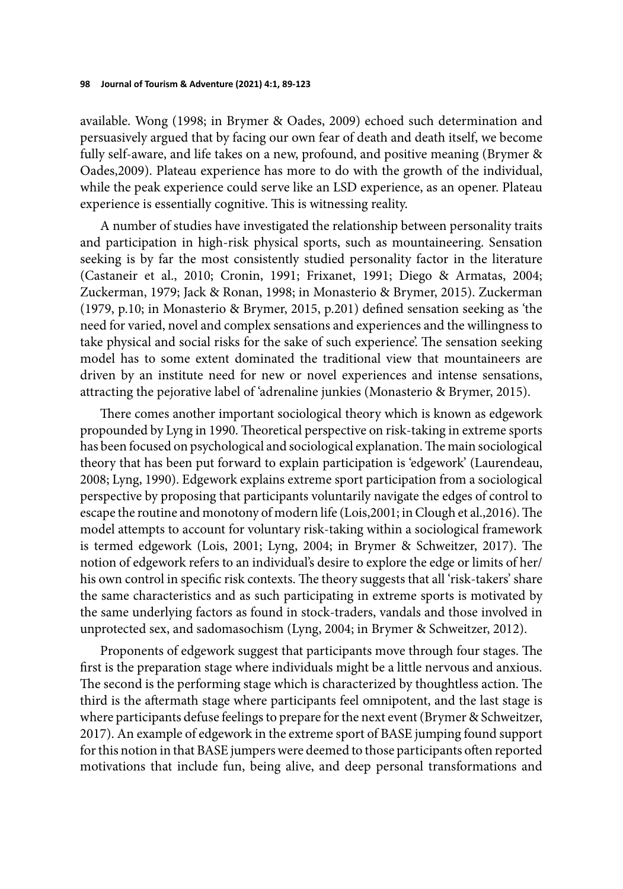available. Wong (1998; in Brymer & Oades, 2009) echoed such determination and persuasively argued that by facing our own fear of death and death itself, we become fully self-aware, and life takes on a new, profound, and positive meaning (Brymer & Oades,2009). Plateau experience has more to do with the growth of the individual, while the peak experience could serve like an LSD experience, as an opener. Plateau experience is essentially cognitive. This is witnessing reality.

A number of studies have investigated the relationship between personality traits and participation in high-risk physical sports, such as mountaineering. Sensation seeking is by far the most consistently studied personality factor in the literature (Castaneir et al., 2010; Cronin, 1991; Frixanet, 1991; Diego & Armatas, 2004; Zuckerman, 1979; Jack & Ronan, 1998; in Monasterio & Brymer, 2015). Zuckerman (1979, p.10; in Monasterio & Brymer, 2015, p.201) defined sensation seeking as 'the need for varied, novel and complex sensations and experiences and the willingness to take physical and social risks for the sake of such experience'. The sensation seeking model has to some extent dominated the traditional view that mountaineers are driven by an institute need for new or novel experiences and intense sensations, attracting the pejorative label of 'adrenaline junkies (Monasterio & Brymer, 2015).

There comes another important sociological theory which is known as edgework propounded by Lyng in 1990. Theoretical perspective on risk-taking in extreme sports has been focused on psychological and sociological explanation. The main sociological theory that has been put forward to explain participation is 'edgework' (Laurendeau, 2008; Lyng, 1990). Edgework explains extreme sport participation from a sociological perspective by proposing that participants voluntarily navigate the edges of control to escape the routine and monotony of modern life (Lois,2001; in Clough et al.,2016). The model attempts to account for voluntary risk-taking within a sociological framework is termed edgework (Lois, 2001; Lyng, 2004; in Brymer & Schweitzer, 2017). The notion of edgework refers to an individual's desire to explore the edge or limits of her/his own control in specific risk contexts. The theory suggests that all 'risk-takers' share the same characteristics and as such participating in extreme sports is motivated by the same underlying factors as found in stock-traders, vandals and those involved in unprotected sex, and sadomasochism (Lyng, 2004; in Brymer & Schweitzer, 2012).

Proponents of edgework suggest that participants move through four stages. The first is the preparation stage where individuals might be a little nervous and anxious. The second is the performing stage which is characterized by thoughtless action. The third is the aftermath stage where participants feel omnipotent, and the last stage is where participants defuse feelings to prepare for the next event (Brymer & Schweitzer, 2017). An example of edgework in the extreme sport of BASE jumping found support for this notion in that BASE jumpers were deemed to those participants often reported motivations that include fun, being alive, and deep personal transformations and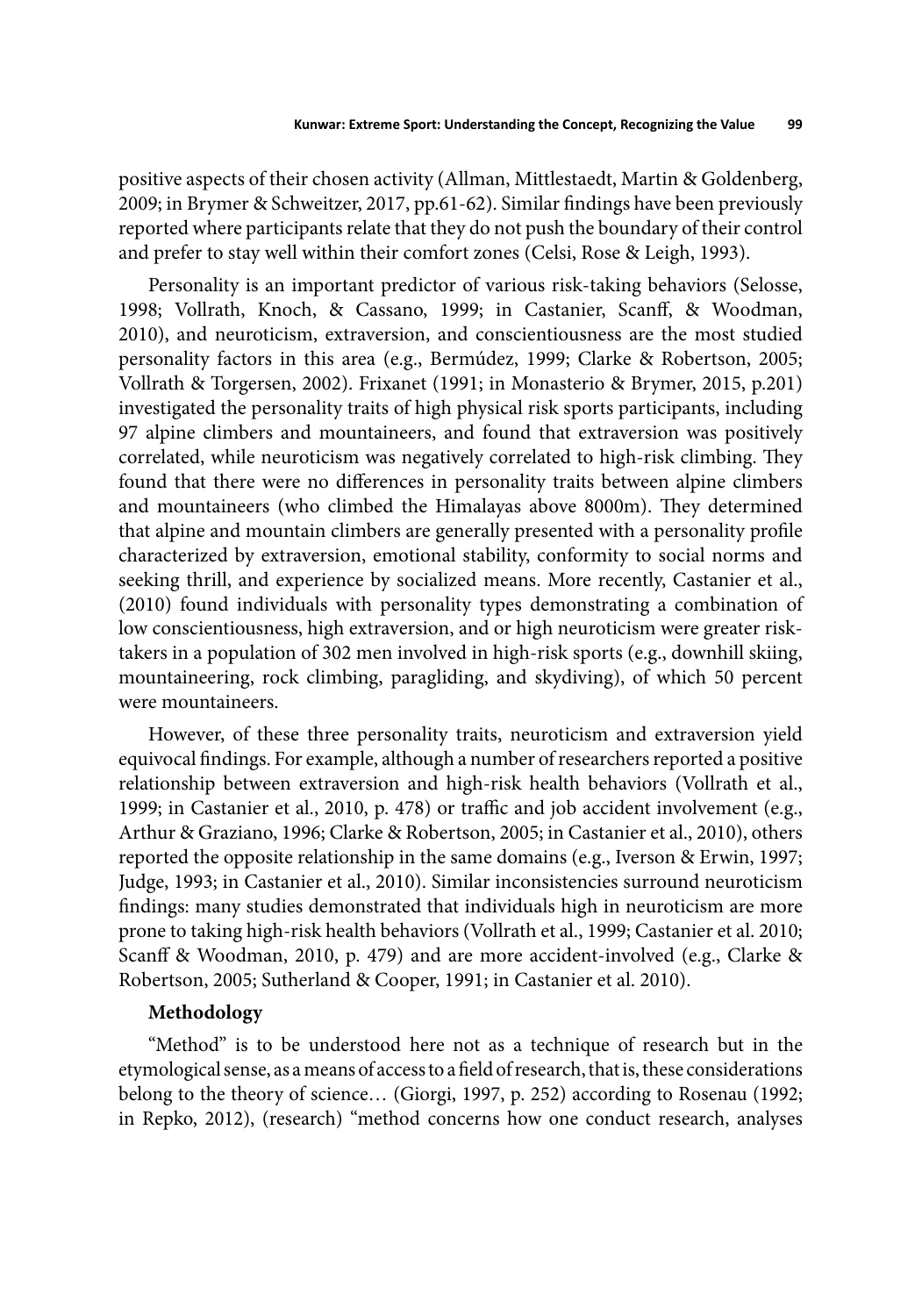positive aspects of their chosen activity (Allman, Mittlestaedt, Martin & Goldenberg, 2009; in Brymer & Schweitzer, 2017, pp.61-62). Similar findings have been previously reported where participants relate that they do not push the boundary of their control and prefer to stay well within their comfort zones (Celsi, Rose & Leigh, 1993).

Personality is an important predictor of various risk-taking behaviors (Selosse, 1998; Vollrath, Knoch, & Cassano, 1999; in Castanier, Scanff, & Woodman, 2010), and neuroticism, extraversion, and conscientiousness are the most studied personality factors in this area (e.g., Bermúdez, 1999; Clarke & Robertson, 2005; Vollrath & Torgersen, 2002). Frixanet (1991; in Monasterio & Brymer, 2015, p.201) investigated the personality traits of high physical risk sports participants, including 97 alpine climbers and mountaineers, and found that extraversion was positively correlated, while neuroticism was negatively correlated to high-risk climbing. They found that there were no differences in personality traits between alpine climbers and mountaineers (who climbed the Himalayas above 8000m). They determined that alpine and mountain climbers are generally presented with a personality profile characterized by extraversion, emotional stability, conformity to social norms and seeking thrill, and experience by socialized means. More recently, Castanier et al., (2010) found individuals with personality types demonstrating a combination of low conscientiousness, high extraversion, and or high neuroticism were greater risk-takers in a population of 302 men involved in high-risk sports (e.g., downhill skiing, mountaineering, rock climbing, paragliding, and skydiving), of which 50 percent were mountaineers.

However, of these three personality traits, neuroticism and extraversion yield equivocal findings. For example, although a number of researchers reported a positive relationship between extraversion and high-risk health behaviors (Vollrath et al., 1999; in Castanier et al., 2010, p. 478) or traffic and job accident involvement (e.g., Arthur & Graziano, 1996; Clarke & Robertson, 2005; in Castanier et al., 2010), others reported the opposite relationship in the same domains (e.g., Iverson & Erwin, 1997; Judge, 1993; in Castanier et al., 2010). Similar inconsistencies surround neuroticism findings: many studies demonstrated that individuals high in neuroticism are more prone to taking high-risk health behaviors (Vollrath et al., 1999; Castanier et al. 2010; Scanff & Woodman, 2010, p. 479) and are more accident-involved (e.g., Clarke & Robertson, 2005; Sutherland & Cooper, 1991; in Castanier et al. 2010).

**Methodology**

"Method" is to be understood here not as a technique of research but in the etymological sense, as a means of access to a field of research, that is, these considerations belong to the theory of science… (Giorgi, 1997, p. 252) according to Rosenau (1992; in Repko, 2012), (research) "method concerns how one conduct research, analyses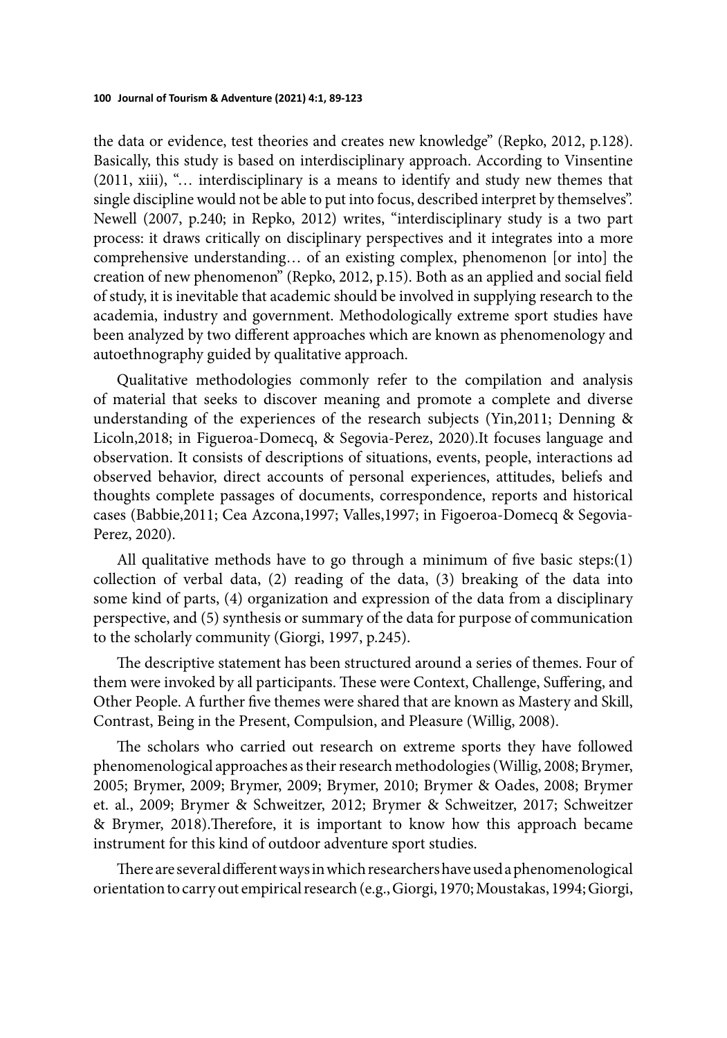the data or evidence, test theories and creates new knowledge" (Repko, 2012, p.128). Basically, this study is based on interdisciplinary approach. According to Vinsentine (2011, xiii), "… interdisciplinary is a means to identify and study new themes that single discipline would not be able to put into focus, described interpret by themselves". Newell (2007, p.240; in Repko, 2012) writes, "interdisciplinary study is a two part process: it draws critically on disciplinary perspectives and it integrates into a more comprehensive understanding… of an existing complex, phenomenon [or into] the creation of new phenomenon" (Repko, 2012, p.15). Both as an applied and social field of study, it is inevitable that academic should be involved in supplying research to the academia, industry and government. Methodologically extreme sport studies have been analyzed by two different approaches which are known as phenomenology and autoethnography guided by qualitative approach.

Qualitative methodologies commonly refer to the compilation and analysis of material that seeks to discover meaning and promote a complete and diverse understanding of the experiences of the research subjects (Yin,2011; Denning & Licoln,2018; in Figueroa-Domecq, & Segovia-Perez, 2020).It focuses language and observation. It consists of descriptions of situations, events, people, interactions ad observed behavior, direct accounts of personal experiences, attitudes, beliefs and thoughts complete passages of documents, correspondence, reports and historical cases (Babbie,2011; Cea Azcona,1997; Valles,1997; in Figoeroa-Domecq & Segovia-Perez, 2020).

All qualitative methods have to go through a minimum of five basic steps:(1) collection of verbal data, (2) reading of the data, (3) breaking of the data into some kind of parts, (4) organization and expression of the data from a disciplinary perspective, and (5) synthesis or summary of the data for purpose of communication to the scholarly community (Giorgi, 1997, p.245).

The descriptive statement has been structured around a series of themes. Four of them were invoked by all participants. These were Context, Challenge, Suffering, and Other People. A further five themes were shared that are known as Mastery and Skill, Contrast, Being in the Present, Compulsion, and Pleasure (Willig, 2008).

The scholars who carried out research on extreme sports they have followed phenomenological approaches as their research methodologies (Willig, 2008; Brymer, 2005; Brymer, 2009; Brymer, 2009; Brymer, 2010; Brymer & Oades, 2008; Brymer et. al., 2009; Brymer & Schweitzer, 2012; Brymer & Schweitzer, 2017; Schweitzer & Brymer, 2018).Therefore, it is important to know how this approach became instrument for this kind of outdoor adventure sport studies.

There are several different ways in which researchers have used a phenomenological orientation to carry out empirical research (e.g., Giorgi, 1970; Moustakas, 1994; Giorgi,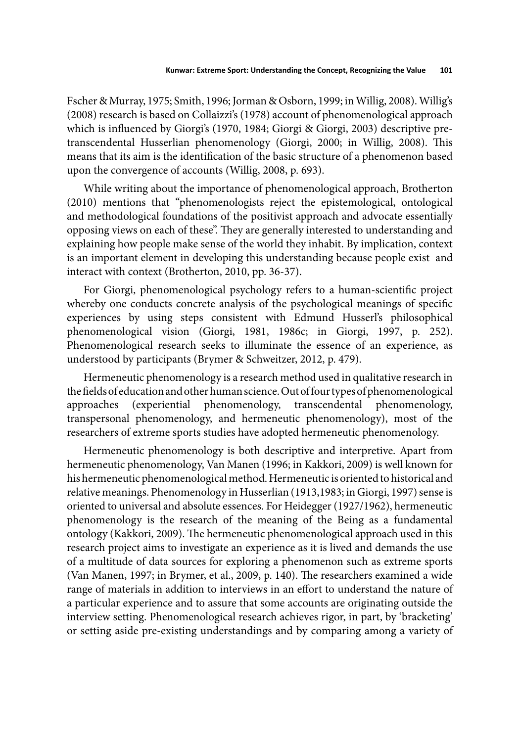Fscher & Murray, 1975; Smith, 1996; Jorman & Osborn, 1999; in Willig, 2008). Willig's (2008) research is based on Collaizzi's (1978) account of phenomenological approach which is influenced by Giorgi's (1970, 1984; Giorgi & Giorgi, 2003) descriptive pre-transcendental Husserlian phenomenology (Giorgi, 2000; in Willig, 2008). This means that its aim is the identification of the basic structure of a phenomenon based upon the convergence of accounts (Willig, 2008, p. 693).

While writing about the importance of phenomenological approach, Brotherton (2010) mentions that "phenomenologists reject the epistemological, ontological and methodological foundations of the positivist approach and advocate essentially opposing views on each of these". They are generally interested to understanding and explaining how people make sense of the world they inhabit. By implication, context is an important element in developing this understanding because people exist and interact with context (Brotherton, 2010, pp. 36-37).

For Giorgi, phenomenological psychology refers to a human-scientific project whereby one conducts concrete analysis of the psychological meanings of specific experiences by using steps consistent with Edmund Husserl's philosophical phenomenological vision (Giorgi, 1981, 1986c; in Giorgi, 1997, p. 252). Phenomenological research seeks to illuminate the essence of an experience, as understood by participants (Brymer & Schweitzer, 2012, p. 479).

Hermeneutic phenomenology is a research method used in qualitative research in the fields of education and other human science. Out of four types of phenomenological approaches (experiential phenomenology, transcendental phenomenology, transpersonal phenomenology, and hermeneutic phenomenology), most of the researchers of extreme sports studies have adopted hermeneutic phenomenology.

Hermeneutic phenomenology is both descriptive and interpretive. Apart from hermeneutic phenomenology, Van Manen (1996; in Kakkori, 2009) is well known for his hermeneutic phenomenological method. Hermeneutic is oriented to historical and relative meanings. Phenomenology in Husserlian (1913,1983; in Giorgi, 1997) sense is oriented to universal and absolute essences. For Heidegger (1927/1962), hermeneutic phenomenology is the research of the meaning of the Being as a fundamental ontology (Kakkori, 2009). The hermeneutic phenomenological approach used in this research project aims to investigate an experience as it is lived and demands the use of a multitude of data sources for exploring a phenomenon such as extreme sports (Van Manen, 1997; in Brymer, et al., 2009, p. 140). The researchers examined a wide range of materials in addition to interviews in an effort to understand the nature of a particular experience and to assure that some accounts are originating outside the interview setting. Phenomenological research achieves rigor, in part, by 'bracketing' or setting aside pre-existing understandings and by comparing among a variety of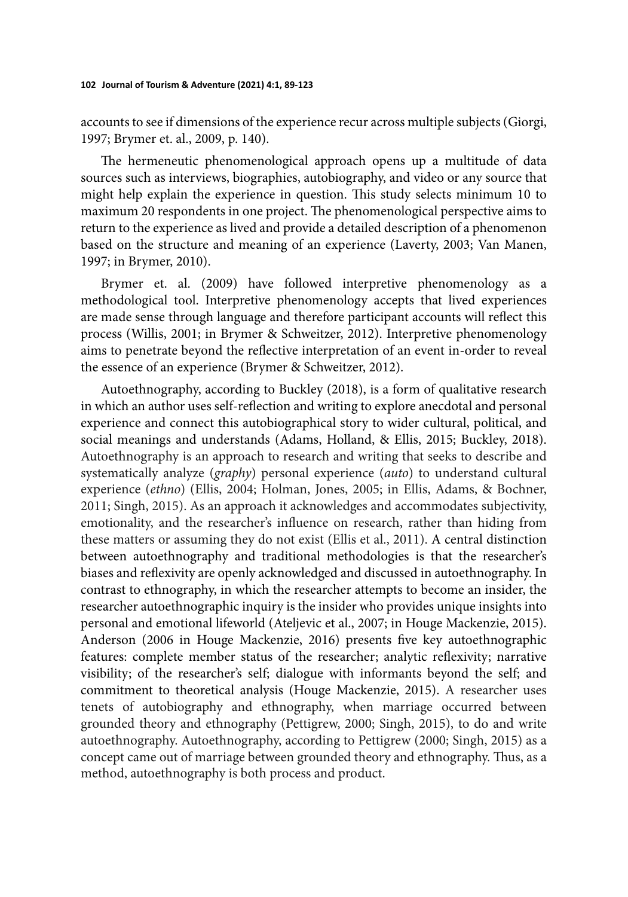accounts to see if dimensions of the experience recur across multiple subjects (Giorgi, 1997; Brymer et. al., 2009, p. 140).

The hermeneutic phenomenological approach opens up a multitude of data sources such as interviews, biographies, autobiography, and video or any source that might help explain the experience in question. This study selects minimum 10 to maximum 20 respondents in one project. The phenomenological perspective aims to return to the experience as lived and provide a detailed description of a phenomenon based on the structure and meaning of an experience (Laverty, 2003; Van Manen, 1997; in Brymer, 2010).

Brymer et. al. (2009) have followed interpretive phenomenology as a methodological tool. Interpretive phenomenology accepts that lived experiences are made sense through language and therefore participant accounts will reflect this process (Willis, 2001; in Brymer & Schweitzer, 2012). Interpretive phenomenology aims to penetrate beyond the reflective interpretation of an event in-order to reveal the essence of an experience (Brymer & Schweitzer, 2012).

Autoethnography, according to Buckley (2018), is a form of qualitative research in which an author uses self-reflection and writing to explore anecdotal and personal experience and connect this autobiographical story to wider cultural, political, and social meanings and understands (Adams, Holland, & Ellis, 2015; Buckley, 2018). Autoethnography is an approach to research and writing that seeks to describe and systematically analyze (*graphy*) personal experience (*auto*) to understand cultural experience (*ethno*) (Ellis, 2004; Holman, Jones, 2005; in Ellis, Adams, & Bochner, 2011; Singh, 2015). As an approach it acknowledges and accommodates subjectivity, emotionality, and the researcher's influence on research, rather than hiding from these matters or assuming they do not exist (Ellis et al., 2011). A central distinction between autoethnography and traditional methodologies is that the researcher's biases and reflexivity are openly acknowledged and discussed in autoethnography. In contrast to ethnography, in which the researcher attempts to become an insider, the researcher autoethnographic inquiry is the insider who provides unique insights into personal and emotional lifeworld (Ateljevic et al., 2007; in Houge Mackenzie, 2015). Anderson (2006 in Houge Mackenzie, 2016) presents five key autoethnographic features: complete member status of the researcher; analytic reflexivity; narrative visibility; of the researcher's self; dialogue with informants beyond the self; and commitment to theoretical analysis (Houge Mackenzie, 2015). A researcher uses tenets of autobiography and ethnography, when marriage occurred between grounded theory and ethnography (Pettigrew, 2000; Singh, 2015), to do and write autoethnography. Autoethnography, according to Pettigrew (2000; Singh, 2015) as a concept came out of marriage between grounded theory and ethnography. Thus, as a method, autoethnography is both process and product.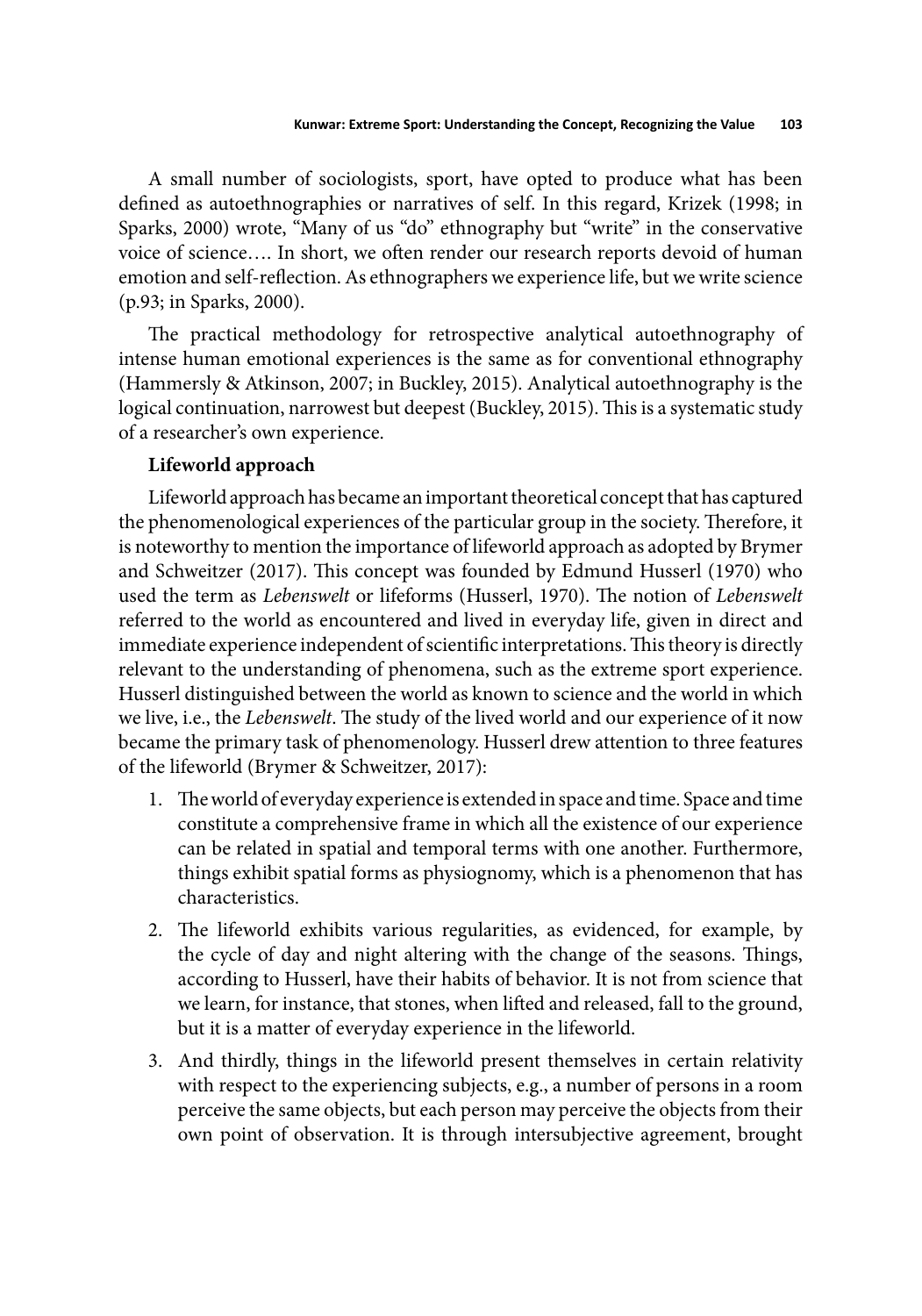A small number of sociologists, sport, have opted to produce what has been defined as autoethnographies or narratives of self. In this regard, Krizek (1998; in Sparks, 2000) wrote, "Many of us "do" ethnography but "write" in the conservative voice of science…. In short, we often render our research reports devoid of human emotion and self-reflection. As ethnographers we experience life, but we write science (p.93; in Sparks, 2000).

The practical methodology for retrospective analytical autoethnography of intense human emotional experiences is the same as for conventional ethnography (Hammersly & Atkinson, 2007; in Buckley, 2015). Analytical autoethnography is the logical continuation, narrowest but deepest (Buckley, 2015). This is a systematic study of a researcher's own experience.

**Lifeworld approach**

Lifeworld approach has became an important theoretical concept that has captured the phenomenological experiences of the particular group in the society. Therefore, it is noteworthy to mention the importance of lifeworld approach as adopted by Brymer and Schweitzer (2017). This concept was founded by Edmund Husserl (1970) who used the term as *Lebenswelt* or lifeforms (Husserl, 1970). The notion of *Lebenswelt* referred to the world as encountered and lived in everyday life, given in direct and immediate experience independent of scientific interpretations. This theory is directly relevant to the understanding of phenomena, such as the extreme sport experience. Husserl distinguished between the world as known to science and the world in which we live, i.e., the *Lebenswelt*. The study of the lived world and our experience of it now became the primary task of phenomenology. Husserl drew attention to three features of the lifeworld (Brymer & Schweitzer, 2017):

1. The world of everyday experience is extended in space and time. Space and time constitute a comprehensive frame in which all the existence of our experience can be related in spatial and temporal terms with one another. Furthermore, things exhibit spatial forms as physiognomy, which is a phenomenon that has characteristics.
2. The lifeworld exhibits various regularities, as evidenced, for example, by the cycle of day and night altering with the change of the seasons. Things, according to Husserl, have their habits of behavior. It is not from science that we learn, for instance, that stones, when lifted and released, fall to the ground, but it is a matter of everyday experience in the lifeworld.
3. And thirdly, things in the lifeworld present themselves in certain relativity with respect to the experiencing subjects, e.g., a number of persons in a room perceive the same objects, but each person may perceive the objects from their own point of observation. It is through intersubjective agreement, brought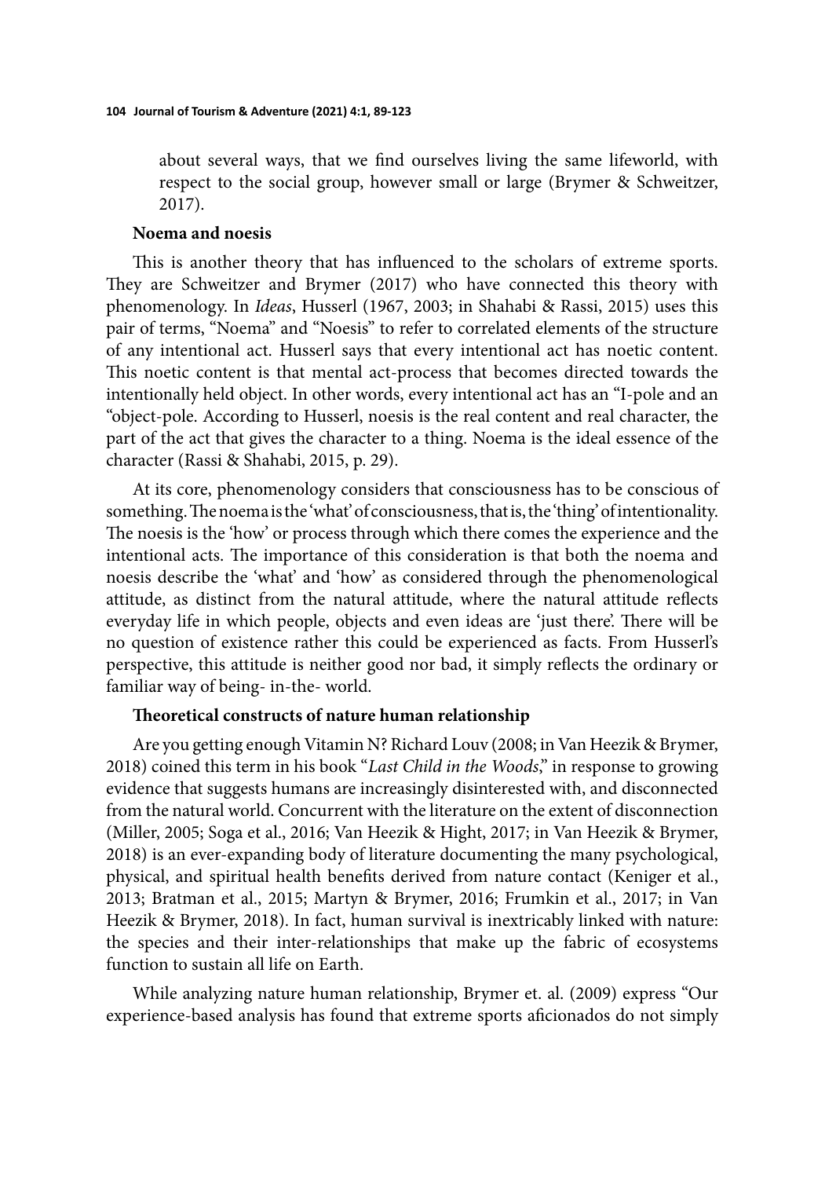about several ways, that we find ourselves living the same lifeworld, with respect to the social group, however small or large (Brymer & Schweitzer, 2017).

**Noema and noesis**

This is another theory that has influenced to the scholars of extreme sports. They are Schweitzer and Brymer (2017) who have connected this theory with phenomenology. In *Ideas*, Husserl (1967, 2003; in Shahabi & Rassi, 2015) uses this pair of terms, "Noema" and "Noesis" to refer to correlated elements of the structure of any intentional act. Husserl says that every intentional act has noetic content. This noetic content is that mental act-process that becomes directed towards the intentionally held object. In other words, every intentional act has an "I-pole and an "object-pole. According to Husserl, noesis is the real content and real character, the part of the act that gives the character to a thing. Noema is the ideal essence of the character (Rassi & Shahabi, 2015, p. 29).

At its core, phenomenology considers that consciousness has to be conscious of something. The noema is the 'what' of consciousness, that is, the 'thing' of intentionality. The noesis is the 'how' or process through which there comes the experience and the intentional acts. The importance of this consideration is that both the noema and noesis describe the 'what' and 'how' as considered through the phenomenological attitude, as distinct from the natural attitude, where the natural attitude reflects everyday life in which people, objects and even ideas are 'just there'. There will be no question of existence rather this could be experienced as facts. From Husserl's perspective, this attitude is neither good nor bad, it simply reflects the ordinary or familiar way of being- in-the- world.

**Theoretical constructs of nature human relationship**

Are you getting enough Vitamin N? Richard Louv (2008; in Van Heezik & Brymer, 2018) coined this term in his book "*Last Child in the Woods*," in response to growing evidence that suggests humans are increasingly disinterested with, and disconnected from the natural world. Concurrent with the literature on the extent of disconnection (Miller, 2005; Soga et al., 2016; Van Heezik & Hight, 2017; in Van Heezik & Brymer, 2018) is an ever-expanding body of literature documenting the many psychological, physical, and spiritual health benefits derived from nature contact (Keniger et al., 2013; Bratman et al., 2015; Martyn & Brymer, 2016; Frumkin et al., 2017; in Van Heezik & Brymer, 2018). In fact, human survival is inextricably linked with nature: the species and their inter-relationships that make up the fabric of ecosystems function to sustain all life on Earth.

While analyzing nature human relationship, Brymer et. al. (2009) express "Our experience-based analysis has found that extreme sports aficionados do not simply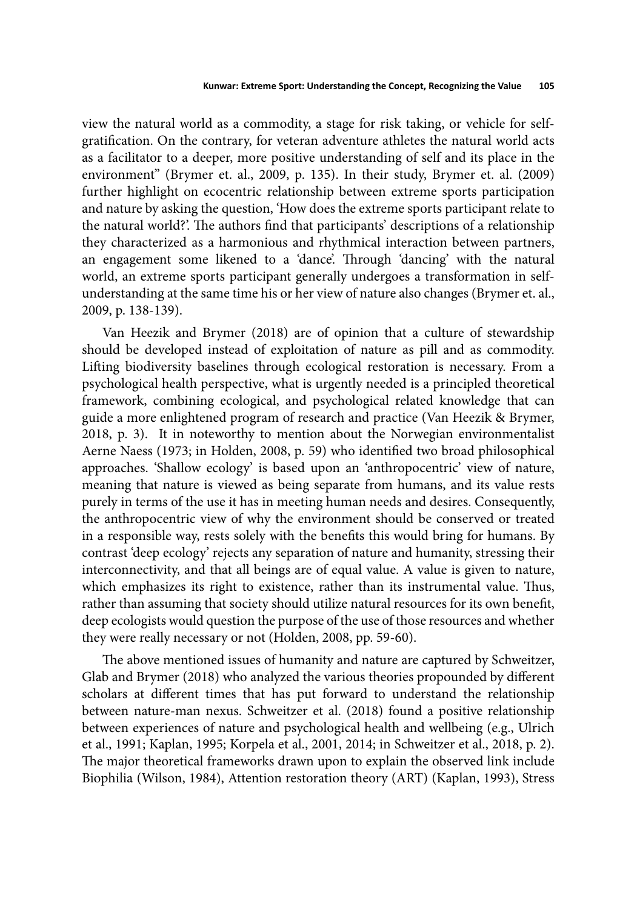view the natural world as a commodity, a stage for risk taking, or vehicle for self-gratification. On the contrary, for veteran adventure athletes the natural world acts as a facilitator to a deeper, more positive understanding of self and its place in the environment" (Brymer et. al., 2009, p. 135). In their study, Brymer et. al. (2009) further highlight on ecocentric relationship between extreme sports participation and nature by asking the question, 'How does the extreme sports participant relate to the natural world?'. The authors find that participants' descriptions of a relationship they characterized as a harmonious and rhythmical interaction between partners, an engagement some likened to a 'dance'. Through 'dancing' with the natural world, an extreme sports participant generally undergoes a transformation in self-understanding at the same time his or her view of nature also changes (Brymer et. al., 2009, p. 138-139).

Van Heezik and Brymer (2018) are of opinion that a culture of stewardship should be developed instead of exploitation of nature as pill and as commodity. Lifting biodiversity baselines through ecological restoration is necessary. From a psychological health perspective, what is urgently needed is a principled theoretical framework, combining ecological, and psychological related knowledge that can guide a more enlightened program of research and practice (Van Heezik & Brymer, 2018, p. 3). It in noteworthy to mention about the Norwegian environmentalist Aerne Naess (1973; in Holden, 2008, p. 59) who identified two broad philosophical approaches. 'Shallow ecology' is based upon an 'anthropocentric' view of nature, meaning that nature is viewed as being separate from humans, and its value rests purely in terms of the use it has in meeting human needs and desires. Consequently, the anthropocentric view of why the environment should be conserved or treated in a responsible way, rests solely with the benefits this would bring for humans. By contrast 'deep ecology' rejects any separation of nature and humanity, stressing their interconnectivity, and that all beings are of equal value. A value is given to nature, which emphasizes its right to existence, rather than its instrumental value. Thus, rather than assuming that society should utilize natural resources for its own benefit, deep ecologists would question the purpose of the use of those resources and whether they were really necessary or not (Holden, 2008, pp. 59-60).

The above mentioned issues of humanity and nature are captured by Schweitzer, Glab and Brymer (2018) who analyzed the various theories propounded by different scholars at different times that has put forward to understand the relationship between nature-man nexus. Schweitzer et al. (2018) found a positive relationship between experiences of nature and psychological health and wellbeing (e.g., Ulrich et al., 1991; Kaplan, 1995; Korpela et al., 2001, 2014; in Schweitzer et al., 2018, p. 2). The major theoretical frameworks drawn upon to explain the observed link include Biophilia (Wilson, 1984), Attention restoration theory (ART) (Kaplan, 1993), Stress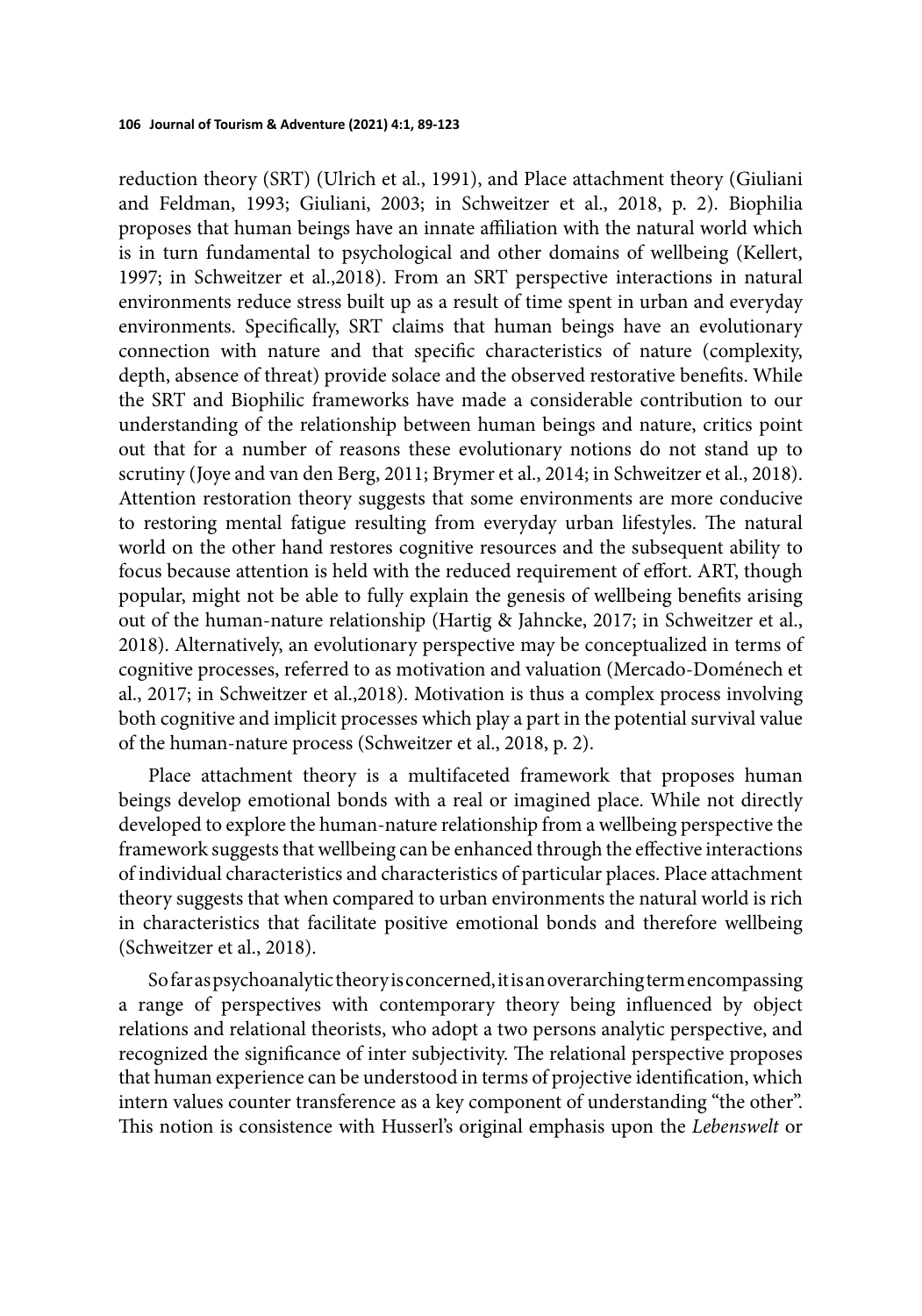reduction theory (SRT) (Ulrich et al., 1991), and Place attachment theory (Giuliani and Feldman, 1993; Giuliani, 2003; in Schweitzer et al., 2018, p. 2). Biophilia proposes that human beings have an innate affiliation with the natural world which is in turn fundamental to psychological and other domains of wellbeing (Kellert, 1997; in Schweitzer et al.,2018). From an SRT perspective interactions in natural environments reduce stress built up as a result of time spent in urban and everyday environments. Specifically, SRT claims that human beings have an evolutionary connection with nature and that specific characteristics of nature (complexity, depth, absence of threat) provide solace and the observed restorative benefits. While the SRT and Biophilic frameworks have made a considerable contribution to our understanding of the relationship between human beings and nature, critics point out that for a number of reasons these evolutionary notions do not stand up to scrutiny (Joye and van den Berg, 2011; Brymer et al., 2014; in Schweitzer et al., 2018). Attention restoration theory suggests that some environments are more conducive to restoring mental fatigue resulting from everyday urban lifestyles. The natural world on the other hand restores cognitive resources and the subsequent ability to focus because attention is held with the reduced requirement of effort. ART, though popular, might not be able to fully explain the genesis of wellbeing benefits arising out of the human-nature relationship (Hartig & Jahncke, 2017; in Schweitzer et al., 2018). Alternatively, an evolutionary perspective may be conceptualized in terms of cognitive processes, referred to as motivation and valuation (Mercado-Doménech et al., 2017; in Schweitzer et al.,2018). Motivation is thus a complex process involving both cognitive and implicit processes which play a part in the potential survival value of the human-nature process (Schweitzer et al., 2018, p. 2).

Place attachment theory is a multifaceted framework that proposes human beings develop emotional bonds with a real or imagined place. While not directly developed to explore the human-nature relationship from a wellbeing perspective the framework suggests that wellbeing can be enhanced through the effective interactions of individual characteristics and characteristics of particular places. Place attachment theory suggests that when compared to urban environments the natural world is rich in characteristics that facilitate positive emotional bonds and therefore wellbeing (Schweitzer et al., 2018).

So far as psychoanalytic theory is concerned, it is an overarching term encompassing a range of perspectives with contemporary theory being influenced by object relations and relational theorists, who adopt a two persons analytic perspective, and recognized the significance of inter subjectivity. The relational perspective proposes that human experience can be understood in terms of projective identification, which intern values counter transference as a key component of understanding "the other". This notion is consistence with Husserl's original emphasis upon the *Lebenswelt* or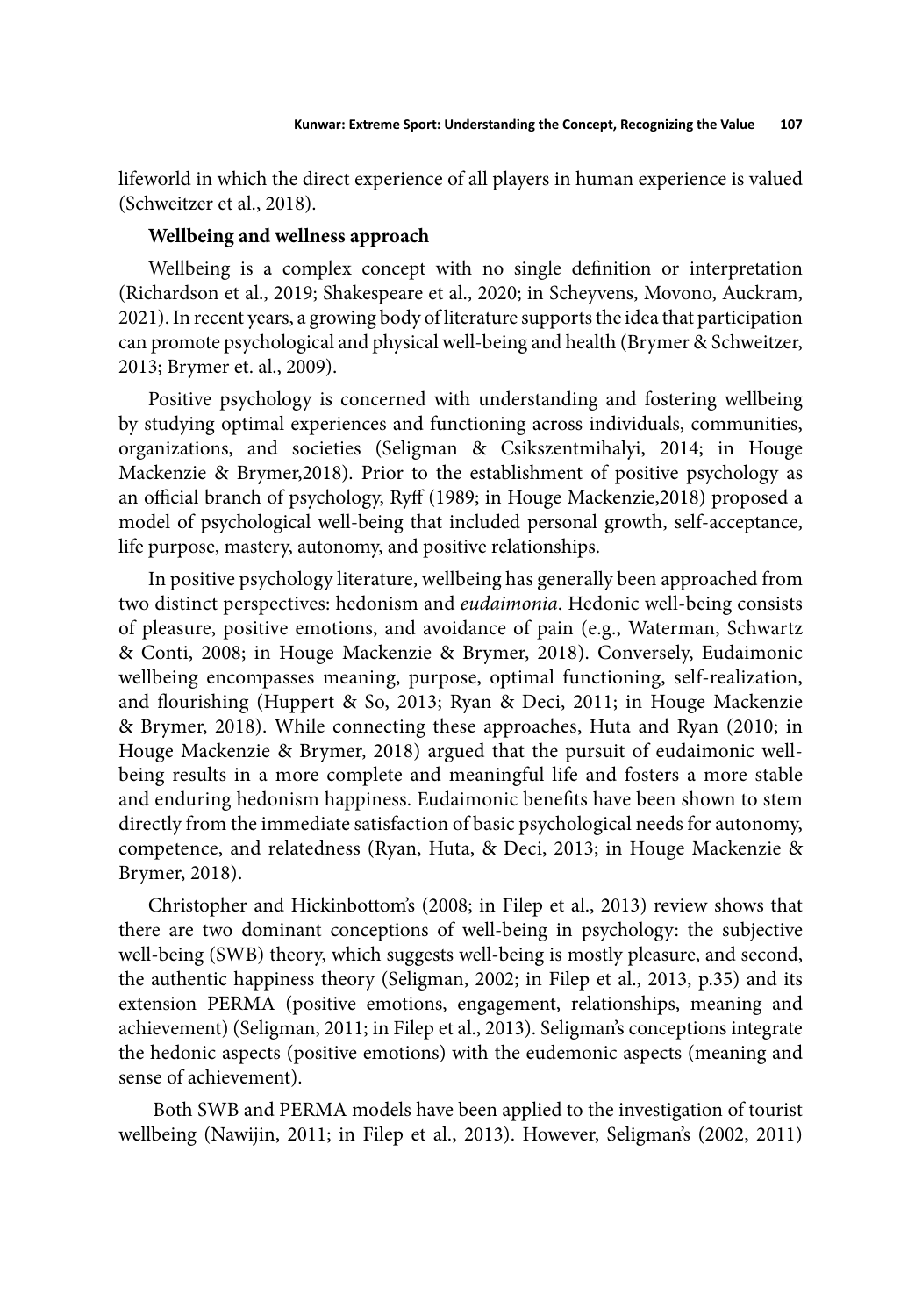lifeworld in which the direct experience of all players in human experience is valued (Schweitzer et al., 2018).

**Wellbeing and wellness approach**

Wellbeing is a complex concept with no single definition or interpretation (Richardson et al., 2019; Shakespeare et al., 2020; in Scheyvens, Movono, Auckram, 2021). In recent years, a growing body of literature supports the idea that participation can promote psychological and physical well-being and health (Brymer & Schweitzer, 2013; Brymer et. al., 2009).

Positive psychology is concerned with understanding and fostering wellbeing by studying optimal experiences and functioning across individuals, communities, organizations, and societies (Seligman & Csikszentmihalyi, 2014; in Houge Mackenzie & Brymer,2018). Prior to the establishment of positive psychology as an official branch of psychology, Ryff (1989; in Houge Mackenzie,2018) proposed a model of psychological well-being that included personal growth, self-acceptance, life purpose, mastery, autonomy, and positive relationships.

In positive psychology literature, wellbeing has generally been approached from two distinct perspectives: hedonism and *eudaimonia*. Hedonic well-being consists of pleasure, positive emotions, and avoidance of pain (e.g., Waterman, Schwartz & Conti, 2008; in Houge Mackenzie & Brymer, 2018). Conversely, Eudaimonic wellbeing encompasses meaning, purpose, optimal functioning, self-realization, and flourishing (Huppert & So, 2013; Ryan & Deci, 2011; in Houge Mackenzie & Brymer, 2018). While connecting these approaches, Huta and Ryan (2010; in Houge Mackenzie & Brymer, 2018) argued that the pursuit of eudaimonic well-being results in a more complete and meaningful life and fosters a more stable and enduring hedonism happiness. Eudaimonic benefits have been shown to stem directly from the immediate satisfaction of basic psychological needs for autonomy, competence, and relatedness (Ryan, Huta, & Deci, 2013; in Houge Mackenzie & Brymer, 2018).

Christopher and Hickinbottom's (2008; in Filep et al., 2013) review shows that there are two dominant conceptions of well-being in psychology: the subjective well-being (SWB) theory, which suggests well-being is mostly pleasure, and second, the authentic happiness theory (Seligman, 2002; in Filep et al., 2013, p.35) and its extension PERMA (positive emotions, engagement, relationships, meaning and achievement) (Seligman, 2011; in Filep et al., 2013). Seligman's conceptions integrate the hedonic aspects (positive emotions) with the eudemonic aspects (meaning and sense of achievement).

Both SWB and PERMA models have been applied to the investigation of tourist wellbeing (Nawijin, 2011; in Filep et al., 2013). However, Seligman's (2002, 2011)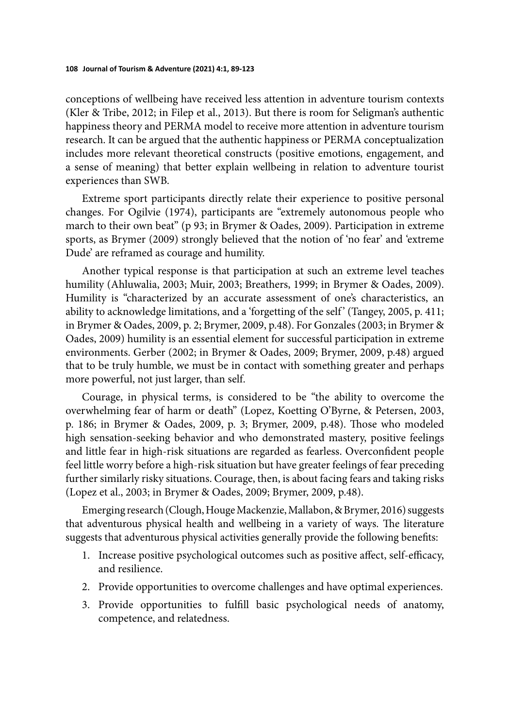conceptions of wellbeing have received less attention in adventure tourism contexts (Kler & Tribe, 2012; in Filep et al., 2013). But there is room for Seligman's authentic happiness theory and PERMA model to receive more attention in adventure tourism research. It can be argued that the authentic happiness or PERMA conceptualization includes more relevant theoretical constructs (positive emotions, engagement, and a sense of meaning) that better explain wellbeing in relation to adventure tourist experiences than SWB.

Extreme sport participants directly relate their experience to positive personal changes. For Ogilvie (1974), participants are "extremely autonomous people who march to their own beat" (p 93; in Brymer & Oades, 2009). Participation in extreme sports, as Brymer (2009) strongly believed that the notion of 'no fear' and 'extreme Dude' are reframed as courage and humility.

Another typical response is that participation at such an extreme level teaches humility (Ahluwalia, 2003; Muir, 2003; Breathers, 1999; in Brymer & Oades, 2009). Humility is "characterized by an accurate assessment of one's characteristics, an ability to acknowledge limitations, and a 'forgetting of the self' (Tangey, 2005, p. 411; in Brymer & Oades, 2009, p. 2; Brymer, 2009, p.48). For Gonzales (2003; in Brymer & Oades, 2009) humility is an essential element for successful participation in extreme environments. Gerber (2002; in Brymer & Oades, 2009; Brymer, 2009, p.48) argued that to be truly humble, we must be in contact with something greater and perhaps more powerful, not just larger, than self.

Courage, in physical terms, is considered to be "the ability to overcome the overwhelming fear of harm or death" (Lopez, Koetting O'Byrne, & Petersen, 2003, p. 186; in Brymer & Oades, 2009, p. 3; Brymer, 2009, p.48). Those who modeled high sensation-seeking behavior and who demonstrated mastery, positive feelings and little fear in high-risk situations are regarded as fearless. Overconfident people feel little worry before a high-risk situation but have greater feelings of fear preceding further similarly risky situations. Courage, then, is about facing fears and taking risks (Lopez et al., 2003; in Brymer & Oades, 2009; Brymer, 2009, p.48).

Emerging research (Clough, Houge Mackenzie, Mallabon, & Brymer, 2016) suggests that adventurous physical health and wellbeing in a variety of ways. The literature suggests that adventurous physical activities generally provide the following benefits:

1. Increase positive psychological outcomes such as positive affect, self-efficacy, and resilience.
2. Provide opportunities to overcome challenges and have optimal experiences.
3. Provide opportunities to fulfill basic psychological needs of anatomy, competence, and relatedness.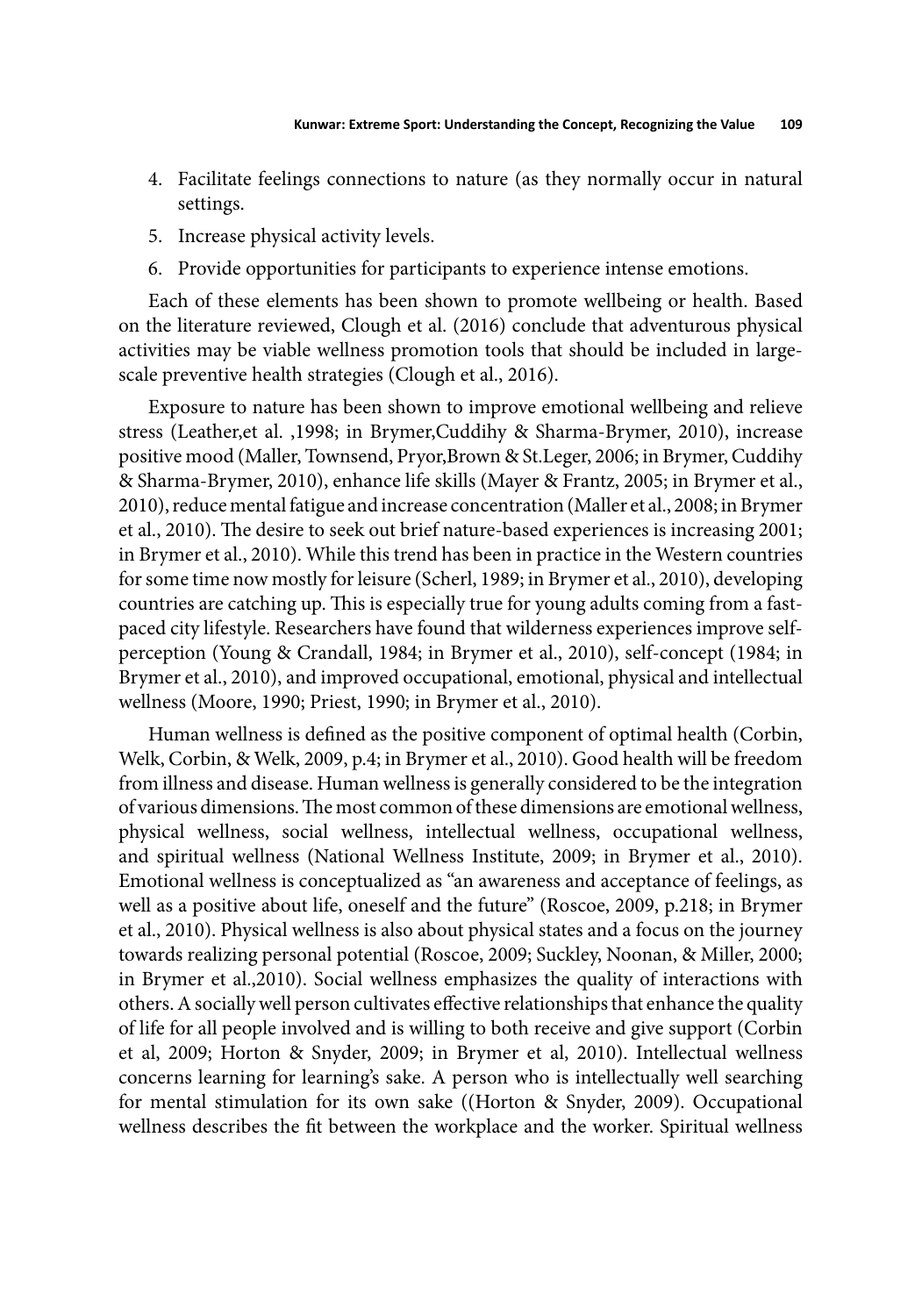4. Facilitate feelings connections to nature (as they normally occur in natural settings.
5. Increase physical activity levels.
6. Provide opportunities for participants to experience intense emotions.

Each of these elements has been shown to promote wellbeing or health. Based on the literature reviewed, Clough et al. (2016) conclude that adventurous physical activities may be viable wellness promotion tools that should be included in large-scale preventive health strategies (Clough et al., 2016).

Exposure to nature has been shown to improve emotional wellbeing and relieve stress (Leather,et al. ,1998; in Brymer,Cuddihy & Sharma-Brymer, 2010), increase positive mood (Maller, Townsend, Pryor,Brown & St.Leger, 2006; in Brymer, Cuddihy & Sharma-Brymer, 2010), enhance life skills (Mayer & Frantz, 2005; in Brymer et al., 2010), reduce mental fatigue and increase concentration (Maller et al., 2008; in Brymer et al., 2010). The desire to seek out brief nature-based experiences is increasing 2001; in Brymer et al., 2010). While this trend has been in practice in the Western countries for some time now mostly for leisure (Scherl, 1989; in Brymer et al., 2010), developing countries are catching up. This is especially true for young adults coming from a fast-paced city lifestyle. Researchers have found that wilderness experiences improve self-perception (Young & Crandall, 1984; in Brymer et al., 2010), self-concept (1984; in Brymer et al., 2010), and improved occupational, emotional, physical and intellectual wellness (Moore, 1990; Priest, 1990; in Brymer et al., 2010).

Human wellness is defined as the positive component of optimal health (Corbin, Welk, Corbin, & Welk, 2009, p.4; in Brymer et al., 2010). Good health will be freedom from illness and disease. Human wellness is generally considered to be the integration of various dimensions. The most common of these dimensions are emotional wellness, physical wellness, social wellness, intellectual wellness, occupational wellness, and spiritual wellness (National Wellness Institute, 2009; in Brymer et al., 2010). Emotional wellness is conceptualized as "an awareness and acceptance of feelings, as well as a positive about life, oneself and the future" (Roscoe, 2009, p.218; in Brymer et al., 2010). Physical wellness is also about physical states and a focus on the journey towards realizing personal potential (Roscoe, 2009; Suckley, Noonan, & Miller, 2000; in Brymer et al.,2010). Social wellness emphasizes the quality of interactions with others. A socially well person cultivates effective relationships that enhance the quality of life for all people involved and is willing to both receive and give support (Corbin et al, 2009; Horton & Snyder, 2009; in Brymer et al, 2010). Intellectual wellness concerns learning for learning's sake. A person who is intellectually well searching for mental stimulation for its own sake ((Horton & Snyder, 2009). Occupational wellness describes the fit between the workplace and the worker. Spiritual wellness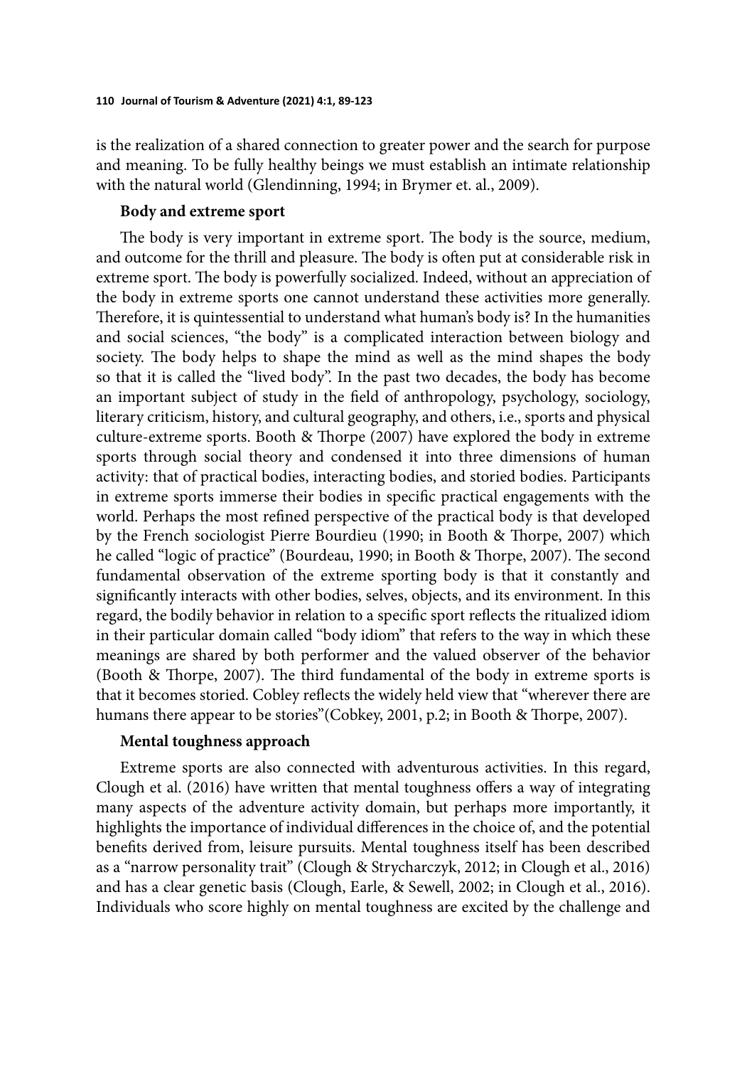is the realization of a shared connection to greater power and the search for purpose and meaning. To be fully healthy beings we must establish an intimate relationship with the natural world (Glendinning, 1994; in Brymer et. al., 2009).

### Body and extreme sport

The body is very important in extreme sport. The body is the source, medium, and outcome for the thrill and pleasure. The body is often put at considerable risk in extreme sport. The body is powerfully socialized. Indeed, without an appreciation of the body in extreme sports one cannot understand these activities more generally. Therefore, it is quintessential to understand what human's body is? In the humanities and social sciences, "the body" is a complicated interaction between biology and society. The body helps to shape the mind as well as the mind shapes the body so that it is called the "lived body". In the past two decades, the body has become an important subject of study in the field of anthropology, psychology, sociology, literary criticism, history, and cultural geography, and others, i.e., sports and physical culture-extreme sports. Booth & Thorpe (2007) have explored the body in extreme sports through social theory and condensed it into three dimensions of human activity: that of practical bodies, interacting bodies, and storied bodies. Participants in extreme sports immerse their bodies in specific practical engagements with the world. Perhaps the most refined perspective of the practical body is that developed by the French sociologist Pierre Bourdieu (1990; in Booth & Thorpe, 2007) which he called "logic of practice" (Bourdeau, 1990; in Booth & Thorpe, 2007). The second fundamental observation of the extreme sporting body is that it constantly and significantly interacts with other bodies, selves, objects, and its environment. In this regard, the bodily behavior in relation to a specific sport reflects the ritualized idiom in their particular domain called "body idiom" that refers to the way in which these meanings are shared by both performer and the valued observer of the behavior (Booth & Thorpe, 2007). The third fundamental of the body in extreme sports is that it becomes storied. Cobley reflects the widely held view that "wherever there are humans there appear to be stories"(Cobkey, 2001, p.2; in Booth & Thorpe, 2007).

### Mental toughness approach

Extreme sports are also connected with adventurous activities. In this regard, Clough et al. (2016) have written that mental toughness offers a way of integrating many aspects of the adventure activity domain, but perhaps more importantly, it highlights the importance of individual differences in the choice of, and the potential benefits derived from, leisure pursuits. Mental toughness itself has been described as a "narrow personality trait" (Clough & Strycharczyk, 2012; in Clough et al., 2016) and has a clear genetic basis (Clough, Earle, & Sewell, 2002; in Clough et al., 2016). Individuals who score highly on mental toughness are excited by the challenge and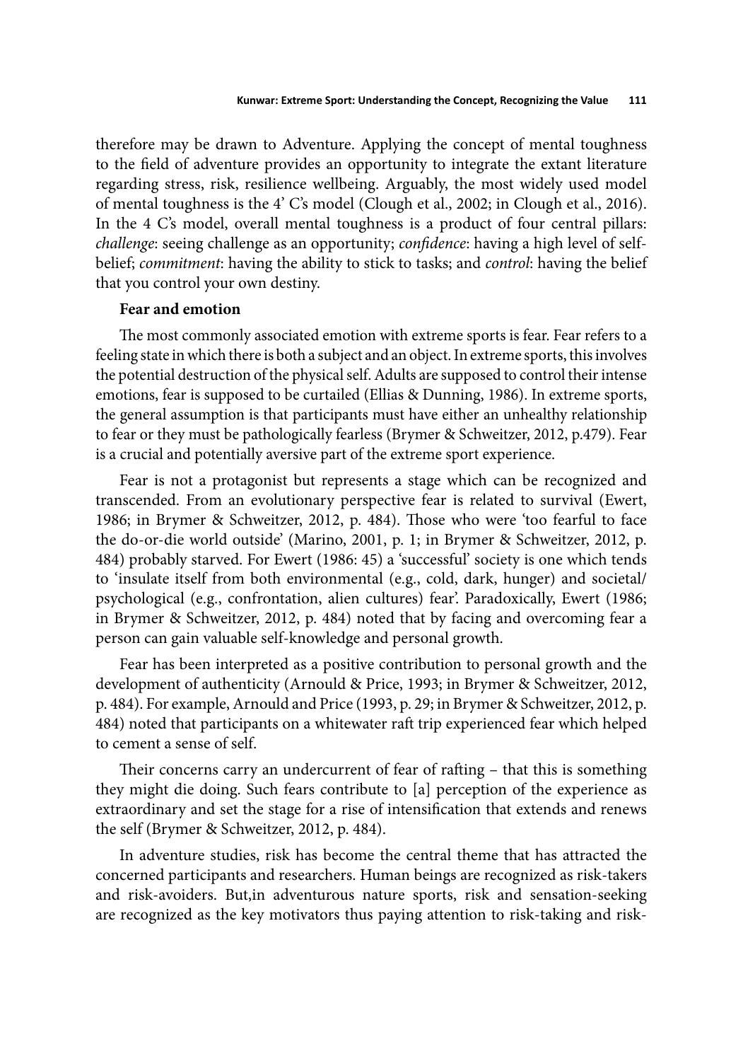therefore may be drawn to Adventure. Applying the concept of mental toughness to the field of adventure provides an opportunity to integrate the extant literature regarding stress, risk, resilience wellbeing. Arguably, the most widely used model of mental toughness is the 4' C's model (Clough et al., 2002; in Clough et al., 2016). In the 4 C's model, overall mental toughness is a product of four central pillars: *challenge*: seeing challenge as an opportunity; *confidence*: having a high level of self-belief; *commitment*: having the ability to stick to tasks; and *control*: having the belief that you control your own destiny.

**Fear and emotion**

The most commonly associated emotion with extreme sports is fear. Fear refers to a feeling state in which there is both a subject and an object. In extreme sports, this involves the potential destruction of the physical self. Adults are supposed to control their intense emotions, fear is supposed to be curtailed (Ellias & Dunning, 1986). In extreme sports, the general assumption is that participants must have either an unhealthy relationship to fear or they must be pathologically fearless (Brymer & Schweitzer, 2012, p.479). Fear is a crucial and potentially aversive part of the extreme sport experience.

Fear is not a protagonist but represents a stage which can be recognized and transcended. From an evolutionary perspective fear is related to survival (Ewert, 1986; in Brymer & Schweitzer, 2012, p. 484). Those who were 'too fearful to face the do-or-die world outside' (Marino, 2001, p. 1; in Brymer & Schweitzer, 2012, p. 484) probably starved. For Ewert (1986: 45) a 'successful' society is one which tends to 'insulate itself from both environmental (e.g., cold, dark, hunger) and societal/ psychological (e.g., confrontation, alien cultures) fear'. Paradoxically, Ewert (1986; in Brymer & Schweitzer, 2012, p. 484) noted that by facing and overcoming fear a person can gain valuable self-knowledge and personal growth.

Fear has been interpreted as a positive contribution to personal growth and the development of authenticity (Arnould & Price, 1993; in Brymer & Schweitzer, 2012, p. 484). For example, Arnould and Price (1993, p. 29; in Brymer & Schweitzer, 2012, p. 484) noted that participants on a whitewater raft trip experienced fear which helped to cement a sense of self.

Their concerns carry an undercurrent of fear of rafting – that this is something they might die doing. Such fears contribute to [a] perception of the experience as extraordinary and set the stage for a rise of intensification that extends and renews the self (Brymer & Schweitzer, 2012, p. 484).

In adventure studies, risk has become the central theme that has attracted the concerned participants and researchers. Human beings are recognized as risk-takers and risk-avoiders. But,in adventurous nature sports, risk and sensation-seeking are recognized as the key motivators thus paying attention to risk-taking and risk-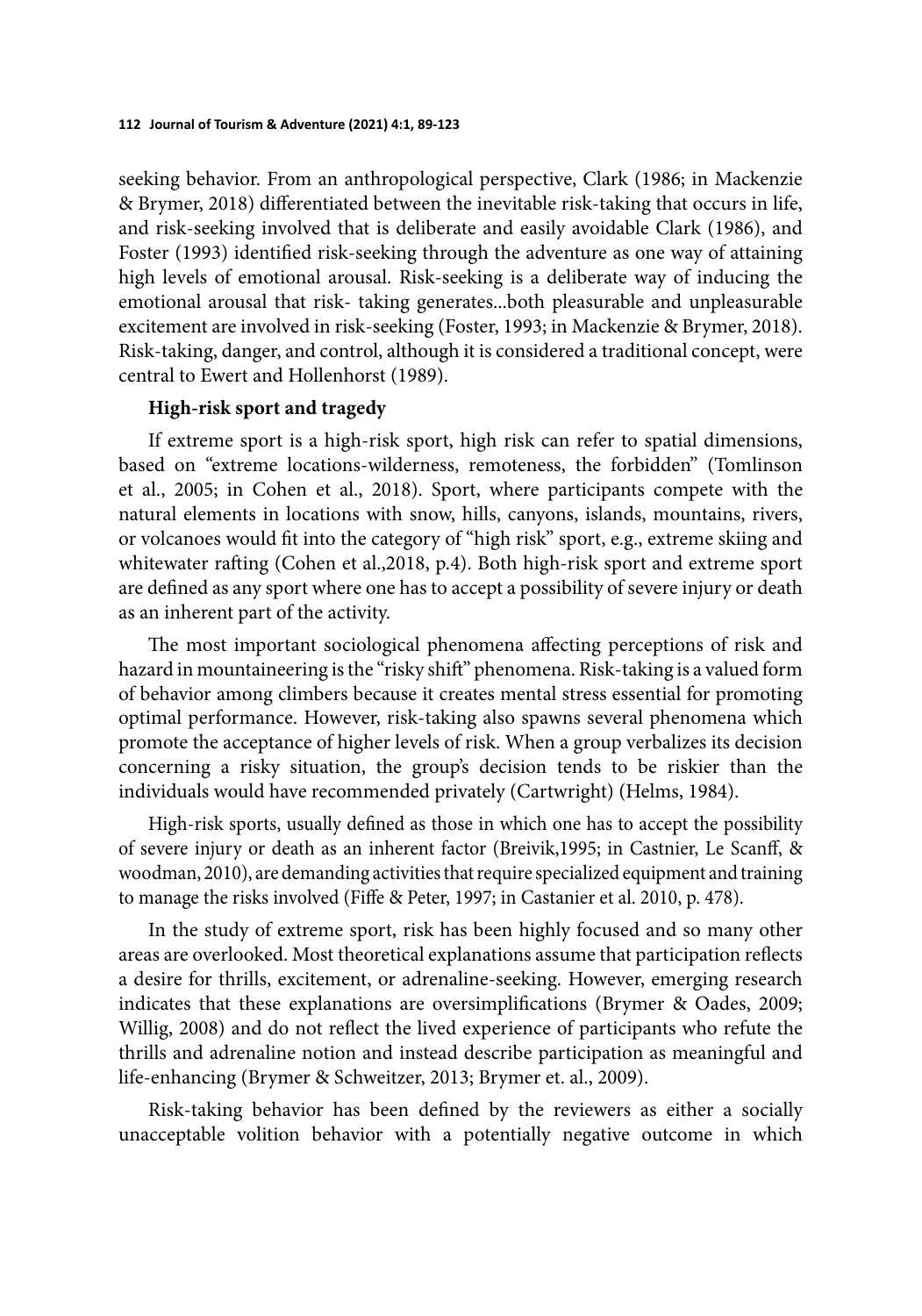seeking behavior. From an anthropological perspective, Clark (1986; in Mackenzie & Brymer, 2018) differentiated between the inevitable risk-taking that occurs in life, and risk-seeking involved that is deliberate and easily avoidable Clark (1986), and Foster (1993) identified risk-seeking through the adventure as one way of attaining high levels of emotional arousal. Risk-seeking is a deliberate way of inducing the emotional arousal that risk- taking generates...both pleasurable and unpleasurable excitement are involved in risk-seeking (Foster, 1993; in Mackenzie & Brymer, 2018). Risk-taking, danger, and control, although it is considered a traditional concept, were central to Ewert and Hollenhorst (1989).

**High-risk sport and tragedy**

If extreme sport is a high-risk sport, high risk can refer to spatial dimensions, based on "extreme locations-wilderness, remoteness, the forbidden" (Tomlinson et al., 2005; in Cohen et al., 2018). Sport, where participants compete with the natural elements in locations with snow, hills, canyons, islands, mountains, rivers, or volcanoes would fit into the category of "high risk" sport, e.g., extreme skiing and whitewater rafting (Cohen et al.,2018, p.4). Both high-risk sport and extreme sport are defined as any sport where one has to accept a possibility of severe injury or death as an inherent part of the activity.

The most important sociological phenomena affecting perceptions of risk and hazard in mountaineering is the "risky shift" phenomena. Risk-taking is a valued form of behavior among climbers because it creates mental stress essential for promoting optimal performance. However, risk-taking also spawns several phenomena which promote the acceptance of higher levels of risk. When a group verbalizes its decision concerning a risky situation, the group's decision tends to be riskier than the individuals would have recommended privately (Cartwright) (Helms, 1984).

High-risk sports, usually defined as those in which one has to accept the possibility of severe injury or death as an inherent factor (Breivik,1995; in Castnier, Le Scanff, & woodman, 2010), are demanding activities that require specialized equipment and training to manage the risks involved (Fiffe & Peter, 1997; in Castanier et al. 2010, p. 478).

In the study of extreme sport, risk has been highly focused and so many other areas are overlooked. Most theoretical explanations assume that participation reflects a desire for thrills, excitement, or adrenaline-seeking. However, emerging research indicates that these explanations are oversimplifications (Brymer & Oades, 2009; Willig, 2008) and do not reflect the lived experience of participants who refute the thrills and adrenaline notion and instead describe participation as meaningful and life-enhancing (Brymer & Schweitzer, 2013; Brymer et. al., 2009).

Risk-taking behavior has been defined by the reviewers as either a socially unacceptable volition behavior with a potentially negative outcome in which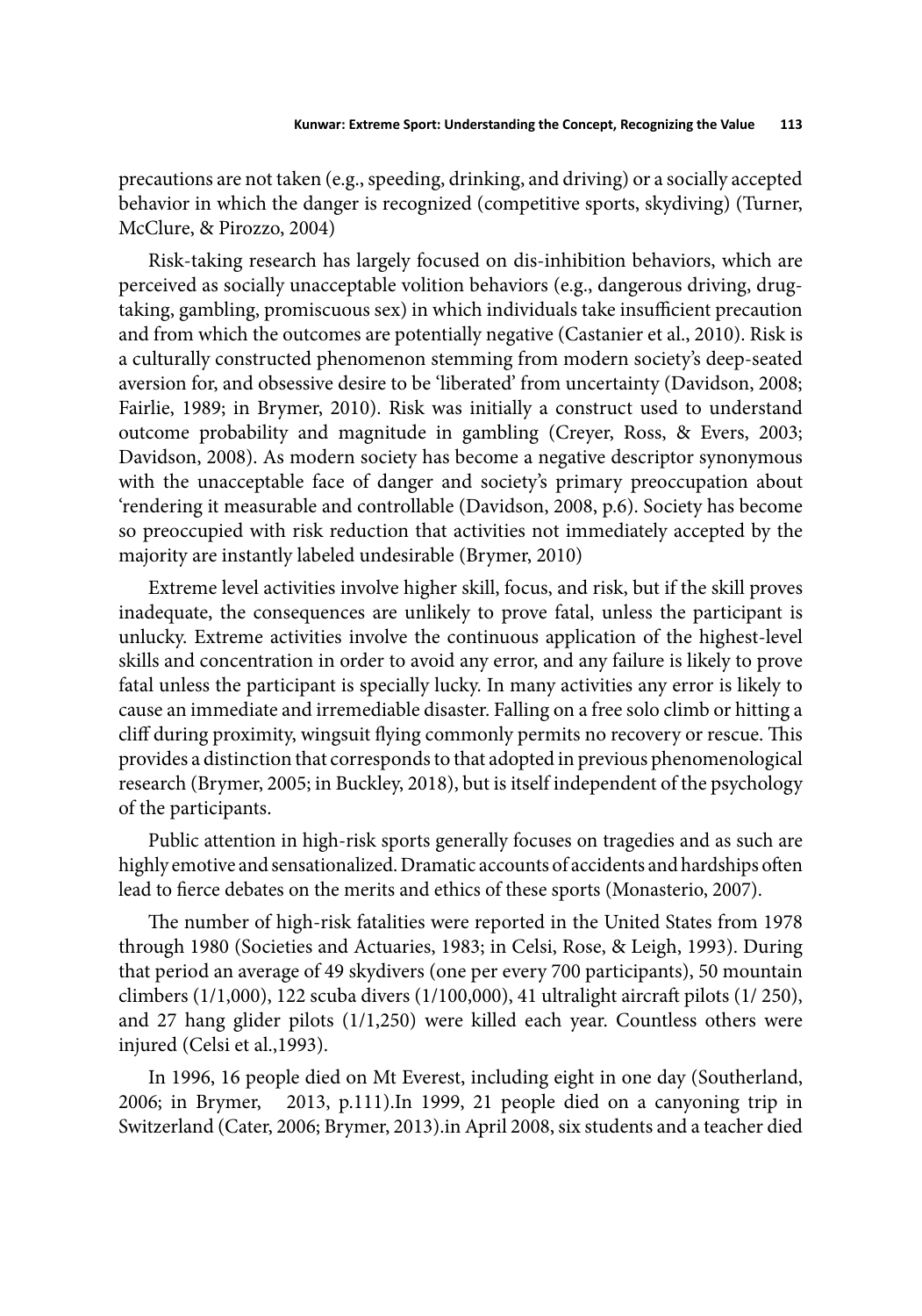precautions are not taken (e.g., speeding, drinking, and driving) or a socially accepted behavior in which the danger is recognized (competitive sports, skydiving) (Turner, McClure, & Pirozzo, 2004)

Risk-taking research has largely focused on dis-inhibition behaviors, which are perceived as socially unacceptable volition behaviors (e.g., dangerous driving, drug-taking, gambling, promiscuous sex) in which individuals take insufficient precaution and from which the outcomes are potentially negative (Castanier et al., 2010). Risk is a culturally constructed phenomenon stemming from modern society's deep-seated aversion for, and obsessive desire to be 'liberated' from uncertainty (Davidson, 2008; Fairlie, 1989; in Brymer, 2010). Risk was initially a construct used to understand outcome probability and magnitude in gambling (Creyer, Ross, & Evers, 2003; Davidson, 2008). As modern society has become a negative descriptor synonymous with the unacceptable face of danger and society's primary preoccupation about 'rendering it measurable and controllable (Davidson, 2008, p.6). Society has become so preoccupied with risk reduction that activities not immediately accepted by the majority are instantly labeled undesirable (Brymer, 2010)

Extreme level activities involve higher skill, focus, and risk, but if the skill proves inadequate, the consequences are unlikely to prove fatal, unless the participant is unlucky. Extreme activities involve the continuous application of the highest-level skills and concentration in order to avoid any error, and any failure is likely to prove fatal unless the participant is specially lucky. In many activities any error is likely to cause an immediate and irremediable disaster. Falling on a free solo climb or hitting a cliff during proximity, wingsuit flying commonly permits no recovery or rescue. This provides a distinction that corresponds to that adopted in previous phenomenological research (Brymer, 2005; in Buckley, 2018), but is itself independent of the psychology of the participants.

Public attention in high-risk sports generally focuses on tragedies and as such are highly emotive and sensationalized. Dramatic accounts of accidents and hardships often lead to fierce debates on the merits and ethics of these sports (Monasterio, 2007).

The number of high-risk fatalities were reported in the United States from 1978 through 1980 (Societies and Actuaries, 1983; in Celsi, Rose, & Leigh, 1993). During that period an average of 49 skydivers (one per every 700 participants), 50 mountain climbers (1/1,000), 122 scuba divers (1/100,000), 41 ultralight aircraft pilots (1/ 250), and 27 hang glider pilots (1/1,250) were killed each year. Countless others were injured (Celsi et al.,1993).

In 1996, 16 people died on Mt Everest, including eight in one day (Southerland, 2006; in Brymer, 2013, p.111).In 1999, 21 people died on a canyoning trip in Switzerland (Cater, 2006; Brymer, 2013).in April 2008, six students and a teacher died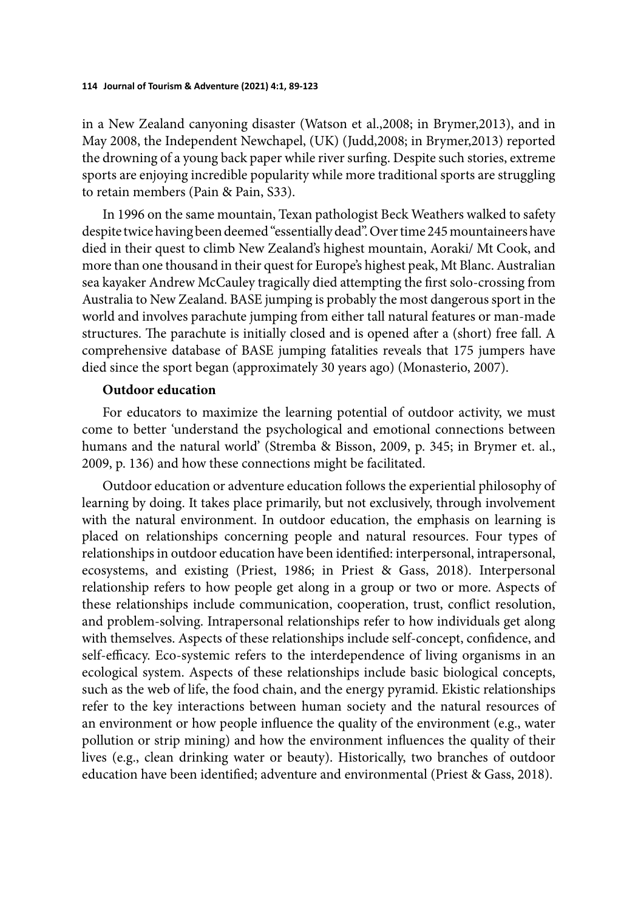in a New Zealand canyoning disaster (Watson et al.,2008; in Brymer,2013), and in May 2008, the Independent Newchapel, (UK) (Judd,2008; in Brymer,2013) reported the drowning of a young back paper while river surfing. Despite such stories, extreme sports are enjoying incredible popularity while more traditional sports are struggling to retain members (Pain & Pain, S33).

In 1996 on the same mountain, Texan pathologist Beck Weathers walked to safety despite twice having been deemed "essentially dead". Over time 245 mountaineers have died in their quest to climb New Zealand's highest mountain, Aoraki/ Mt Cook, and more than one thousand in their quest for Europe's highest peak, Mt Blanc. Australian sea kayaker Andrew McCauley tragically died attempting the first solo-crossing from Australia to New Zealand. BASE jumping is probably the most dangerous sport in the world and involves parachute jumping from either tall natural features or man-made structures. The parachute is initially closed and is opened after a (short) free fall. A comprehensive database of BASE jumping fatalities reveals that 175 jumpers have died since the sport began (approximately 30 years ago) (Monasterio, 2007).

### Outdoor education

For educators to maximize the learning potential of outdoor activity, we must come to better 'understand the psychological and emotional connections between humans and the natural world' (Stremba & Bisson, 2009, p. 345; in Brymer et. al., 2009, p. 136) and how these connections might be facilitated.

Outdoor education or adventure education follows the experiential philosophy of learning by doing. It takes place primarily, but not exclusively, through involvement with the natural environment. In outdoor education, the emphasis on learning is placed on relationships concerning people and natural resources. Four types of relationships in outdoor education have been identified: interpersonal, intrapersonal, ecosystems, and existing (Priest, 1986; in Priest & Gass, 2018). Interpersonal relationship refers to how people get along in a group or two or more. Aspects of these relationships include communication, cooperation, trust, conflict resolution, and problem-solving. Intrapersonal relationships refer to how individuals get along with themselves. Aspects of these relationships include self-concept, confidence, and self-efficacy. Eco-systemic refers to the interdependence of living organisms in an ecological system. Aspects of these relationships include basic biological concepts, such as the web of life, the food chain, and the energy pyramid. Ekistic relationships refer to the key interactions between human society and the natural resources of an environment or how people influence the quality of the environment (e.g., water pollution or strip mining) and how the environment influences the quality of their lives (e.g., clean drinking water or beauty). Historically, two branches of outdoor education have been identified; adventure and environmental (Priest & Gass, 2018).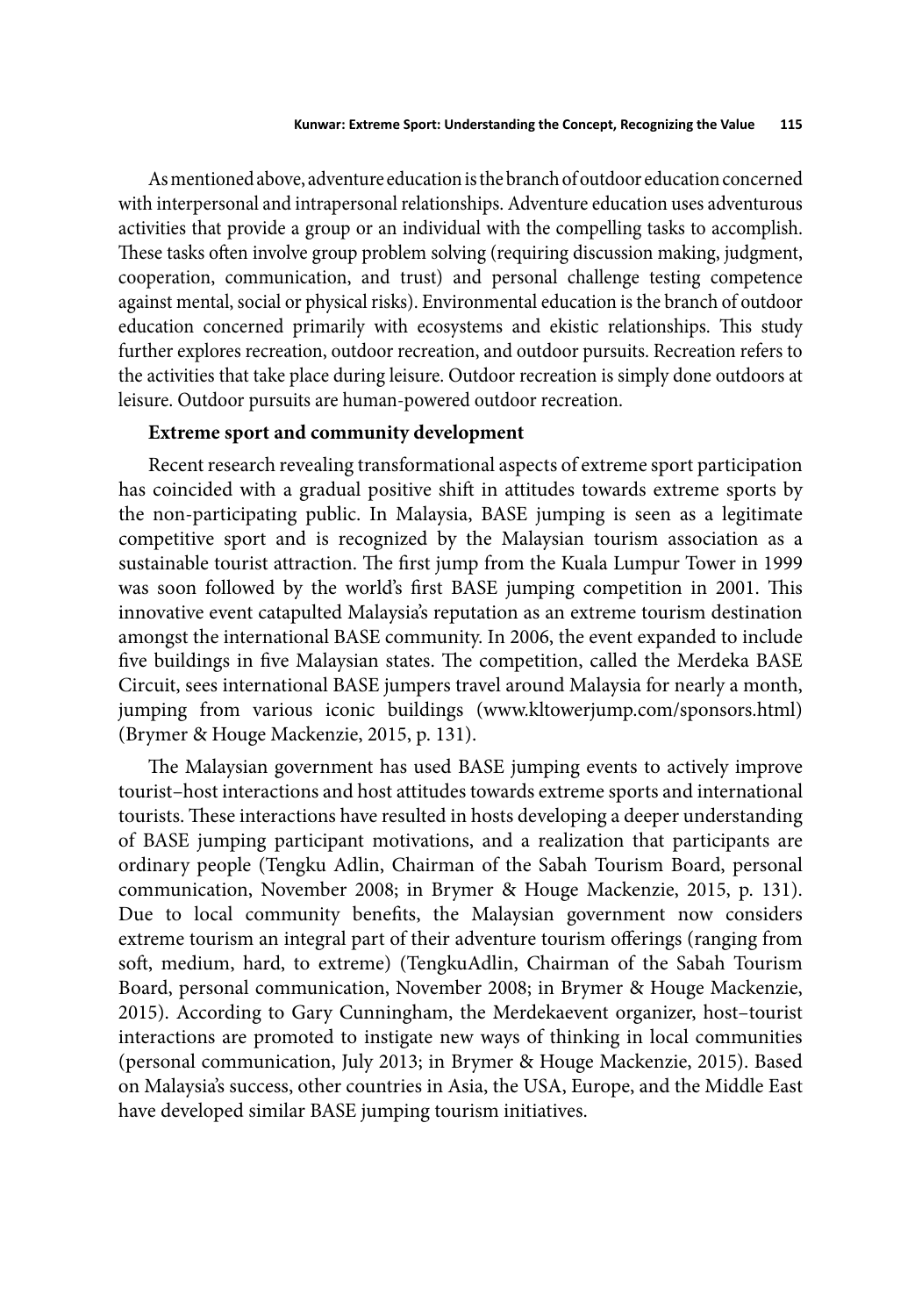As mentioned above, adventure education is the branch of outdoor education concerned with interpersonal and intrapersonal relationships. Adventure education uses adventurous activities that provide a group or an individual with the compelling tasks to accomplish. These tasks often involve group problem solving (requiring discussion making, judgment, cooperation, communication, and trust) and personal challenge testing competence against mental, social or physical risks). Environmental education is the branch of outdoor education concerned primarily with ecosystems and ekistic relationships. This study further explores recreation, outdoor recreation, and outdoor pursuits. Recreation refers to the activities that take place during leisure. Outdoor recreation is simply done outdoors at leisure. Outdoor pursuits are human-powered outdoor recreation.

**Extreme sport and community development**

Recent research revealing transformational aspects of extreme sport participation has coincided with a gradual positive shift in attitudes towards extreme sports by the non-participating public. In Malaysia, BASE jumping is seen as a legitimate competitive sport and is recognized by the Malaysian tourism association as a sustainable tourist attraction. The first jump from the Kuala Lumpur Tower in 1999 was soon followed by the world's first BASE jumping competition in 2001. This innovative event catapulted Malaysia's reputation as an extreme tourism destination amongst the international BASE community. In 2006, the event expanded to include five buildings in five Malaysian states. The competition, called the Merdeka BASE Circuit, sees international BASE jumpers travel around Malaysia for nearly a month, jumping from various iconic buildings (www.kltowerjump.com/sponsors.html) (Brymer & Houge Mackenzie, 2015, p. 131).

The Malaysian government has used BASE jumping events to actively improve tourist–host interactions and host attitudes towards extreme sports and international tourists. These interactions have resulted in hosts developing a deeper understanding of BASE jumping participant motivations, and a realization that participants are ordinary people (Tengku Adlin, Chairman of the Sabah Tourism Board, personal communication, November 2008; in Brymer & Houge Mackenzie, 2015, p. 131). Due to local community benefits, the Malaysian government now considers extreme tourism an integral part of their adventure tourism offerings (ranging from soft, medium, hard, to extreme) (TengkuAdlin, Chairman of the Sabah Tourism Board, personal communication, November 2008; in Brymer & Houge Mackenzie, 2015). According to Gary Cunningham, the Merdekaevent organizer, host–tourist interactions are promoted to instigate new ways of thinking in local communities (personal communication, July 2013; in Brymer & Houge Mackenzie, 2015). Based on Malaysia's success, other countries in Asia, the USA, Europe, and the Middle East have developed similar BASE jumping tourism initiatives.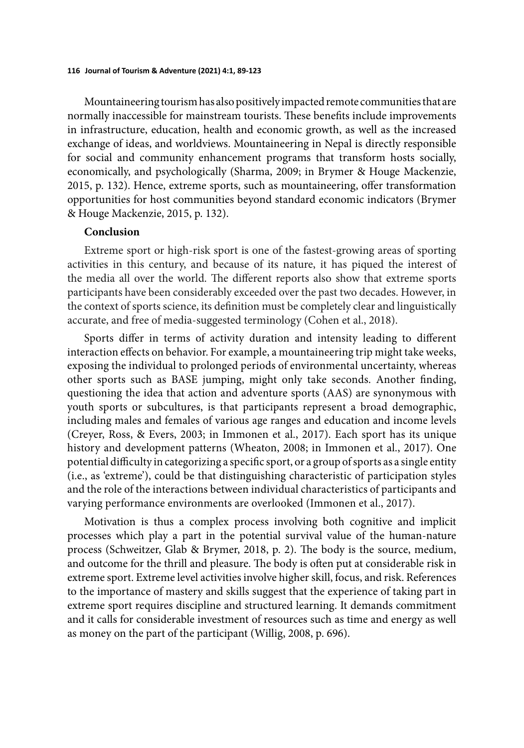Mountaineering tourism has also positively impacted remote communities that are normally inaccessible for mainstream tourists. These benefits include improvements in infrastructure, education, health and economic growth, as well as the increased exchange of ideas, and worldviews. Mountaineering in Nepal is directly responsible for social and community enhancement programs that transform hosts socially, economically, and psychologically (Sharma, 2009; in Brymer & Houge Mackenzie, 2015, p. 132). Hence, extreme sports, such as mountaineering, offer transformation opportunities for host communities beyond standard economic indicators (Brymer & Houge Mackenzie, 2015, p. 132).

## Conclusion

Extreme sport or high-risk sport is one of the fastest-growing areas of sporting activities in this century, and because of its nature, it has piqued the interest of the media all over the world. The different reports also show that extreme sports participants have been considerably exceeded over the past two decades. However, in the context of sports science, its definition must be completely clear and linguistically accurate, and free of media-suggested terminology (Cohen et al., 2018).

Sports differ in terms of activity duration and intensity leading to different interaction effects on behavior. For example, a mountaineering trip might take weeks, exposing the individual to prolonged periods of environmental uncertainty, whereas other sports such as BASE jumping, might only take seconds. Another finding, questioning the idea that action and adventure sports (AAS) are synonymous with youth sports or subcultures, is that participants represent a broad demographic, including males and females of various age ranges and education and income levels (Creyer, Ross, & Evers, 2003; in Immonen et al., 2017). Each sport has its unique history and development patterns (Wheaton, 2008; in Immonen et al., 2017). One potential difficulty in categorizing a specific sport, or a group of sports as a single entity (i.e., as 'extreme'), could be that distinguishing characteristic of participation styles and the role of the interactions between individual characteristics of participants and varying performance environments are overlooked (Immonen et al., 2017).

Motivation is thus a complex process involving both cognitive and implicit processes which play a part in the potential survival value of the human-nature process (Schweitzer, Glab & Brymer, 2018, p. 2). The body is the source, medium, and outcome for the thrill and pleasure. The body is often put at considerable risk in extreme sport. Extreme level activities involve higher skill, focus, and risk. References to the importance of mastery and skills suggest that the experience of taking part in extreme sport requires discipline and structured learning. It demands commitment and it calls for considerable investment of resources such as time and energy as well as money on the part of the participant (Willig, 2008, p. 696).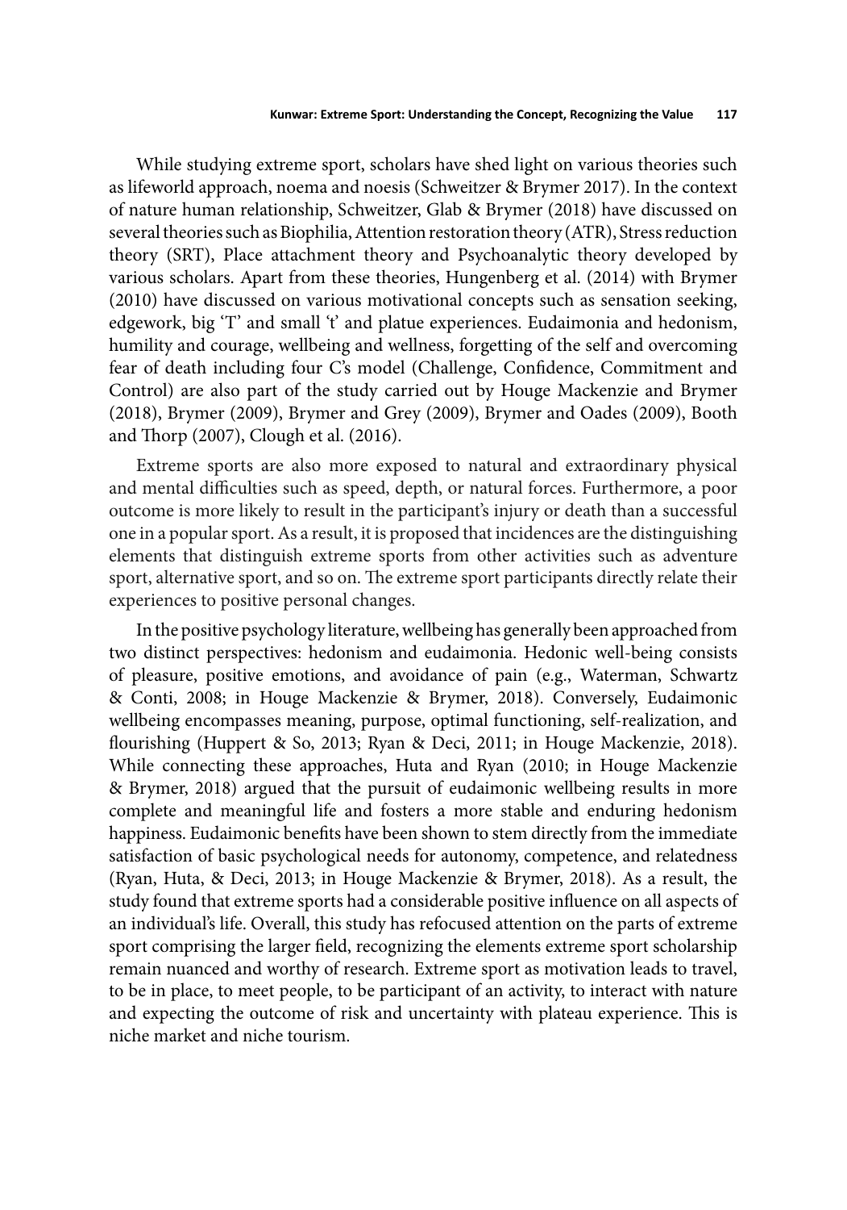While studying extreme sport, scholars have shed light on various theories such as lifeworld approach, noema and noesis (Schweitzer & Brymer 2017). In the context of nature human relationship, Schweitzer, Glab & Brymer (2018) have discussed on several theories such as Biophilia, Attention restoration theory (ATR), Stress reduction theory (SRT), Place attachment theory and Psychoanalytic theory developed by various scholars. Apart from these theories, Hungenberg et al. (2014) with Brymer (2010) have discussed on various motivational concepts such as sensation seeking, edgework, big 'T' and small 't' and platue experiences. Eudaimonia and hedonism, humility and courage, wellbeing and wellness, forgetting of the self and overcoming fear of death including four C's model (Challenge, Confidence, Commitment and Control) are also part of the study carried out by Houge Mackenzie and Brymer (2018), Brymer (2009), Brymer and Grey (2009), Brymer and Oades (2009), Booth and Thorp (2007), Clough et al. (2016).

Extreme sports are also more exposed to natural and extraordinary physical and mental difficulties such as speed, depth, or natural forces. Furthermore, a poor outcome is more likely to result in the participant's injury or death than a successful one in a popular sport. As a result, it is proposed that incidences are the distinguishing elements that distinguish extreme sports from other activities such as adventure sport, alternative sport, and so on. The extreme sport participants directly relate their experiences to positive personal changes.

In the positive psychology literature, wellbeing has generally been approached from two distinct perspectives: hedonism and eudaimonia. Hedonic well-being consists of pleasure, positive emotions, and avoidance of pain (e.g., Waterman, Schwartz & Conti, 2008; in Houge Mackenzie & Brymer, 2018). Conversely, Eudaimonic wellbeing encompasses meaning, purpose, optimal functioning, self-realization, and flourishing (Huppert & So, 2013; Ryan & Deci, 2011; in Houge Mackenzie, 2018). While connecting these approaches, Huta and Ryan (2010; in Houge Mackenzie & Brymer, 2018) argued that the pursuit of eudaimonic wellbeing results in more complete and meaningful life and fosters a more stable and enduring hedonism happiness. Eudaimonic benefits have been shown to stem directly from the immediate satisfaction of basic psychological needs for autonomy, competence, and relatedness (Ryan, Huta, & Deci, 2013; in Houge Mackenzie & Brymer, 2018). As a result, the study found that extreme sports had a considerable positive influence on all aspects of an individual's life. Overall, this study has refocused attention on the parts of extreme sport comprising the larger field, recognizing the elements extreme sport scholarship remain nuanced and worthy of research. Extreme sport as motivation leads to travel, to be in place, to meet people, to be participant of an activity, to interact with nature and expecting the outcome of risk and uncertainty with plateau experience. This is niche market and niche tourism.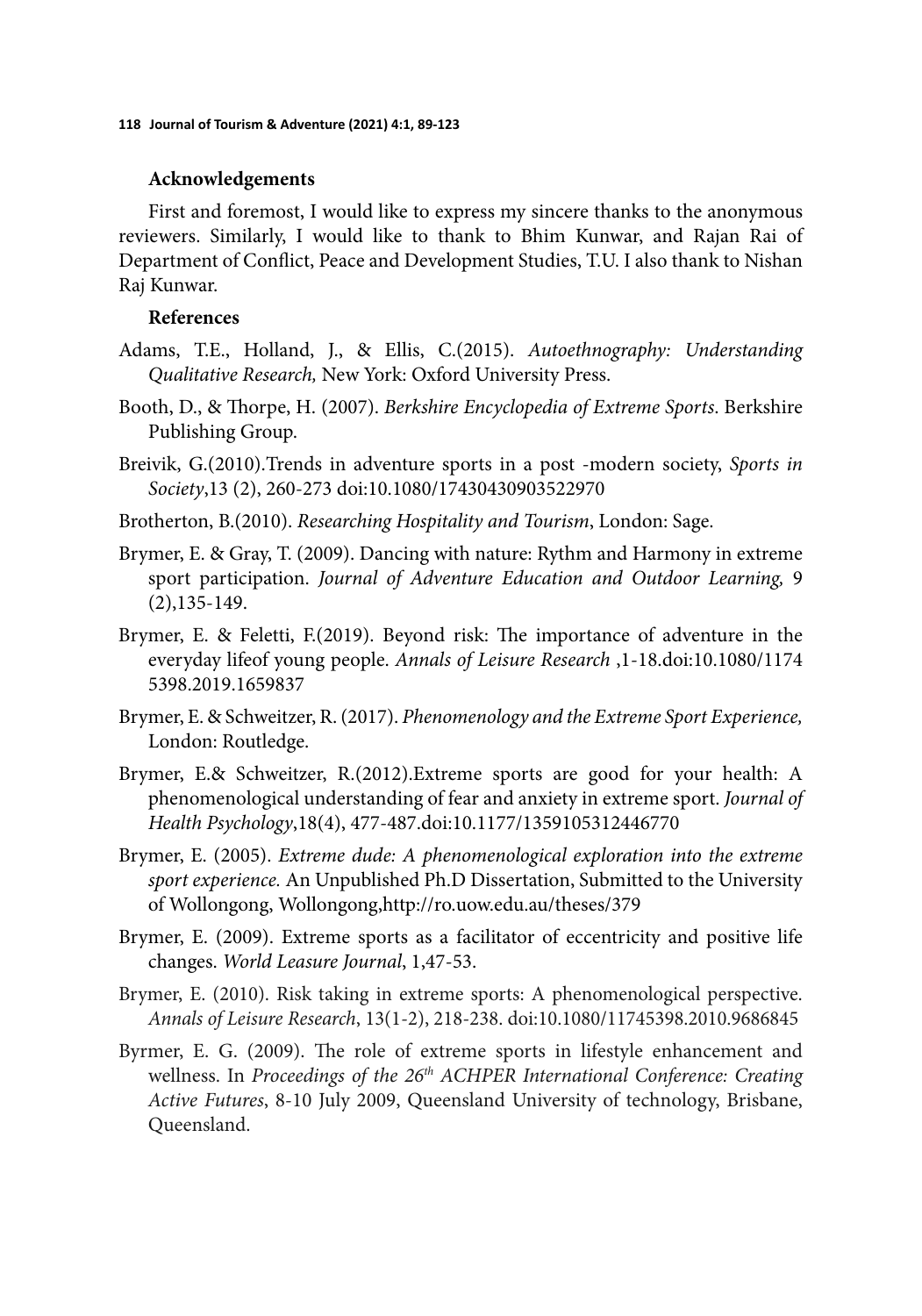## Acknowledgements

First and foremost, I would like to express my sincere thanks to the anonymous reviewers. Similarly, I would like to thank to Bhim Kunwar, and Rajan Rai of Department of Conflict, Peace and Development Studies, T.U. I also thank to Nishan Raj Kunwar.

## References

Adams, T.E., Holland, J., & Ellis, C.(2015). *Autoethnography: Understanding Qualitative Research,* New York: Oxford University Press.

Booth, D., & Thorpe, H. (2007). *Berkshire Encyclopedia of Extreme Sports*. Berkshire Publishing Group.

Breivik, G.(2010).Trends in adventure sports in a post -modern society, *Sports in Society*,13 (2), 260-273 doi:10.1080/17430430903522970

Brotherton, B.(2010). *Researching Hospitality and Tourism*, London: Sage.

Brymer, E. & Gray, T. (2009). Dancing with nature: Rythm and Harmony in extreme sport participation. *Journal of Adventure Education and Outdoor Learning,* 9 (2),135-149.

Brymer, E. & Feletti, F.(2019). Beyond risk: The importance of adventure in the everyday lifeof young people. *Annals of Leisure Research* ,1-18.doi:10.1080/11745398.2019.1659837

Brymer, E. & Schweitzer, R. (2017). *Phenomenology and the Extreme Sport Experience,* London: Routledge.

Brymer, E.& Schweitzer, R.(2012).Extreme sports are good for your health: A phenomenological understanding of fear and anxiety in extreme sport. *Journal of Health Psychology*,18(4), 477-487.doi:10.1177/1359105312446770

Brymer, E. (2005). *Extreme dude: A phenomenological exploration into the extreme sport experience.* An Unpublished Ph.D Dissertation, Submitted to the University of Wollongong, Wollongong,http://ro.uow.edu.au/theses/379

Brymer, E. (2009). Extreme sports as a facilitator of eccentricity and positive life changes. *World Leasure Journal*, 1,47-53.

Brymer, E. (2010). Risk taking in extreme sports: A phenomenological perspective. *Annals of Leisure Research*, 13(1-2), 218-238. doi:10.1080/11745398.2010.9686845

Byrmer, E. G. (2009). The role of extreme sports in lifestyle enhancement and wellness. In *Proceedings of the 26th ACHPER International Conference: Creating Active Futures*, 8-10 July 2009, Queensland University of technology, Brisbane, Queensland.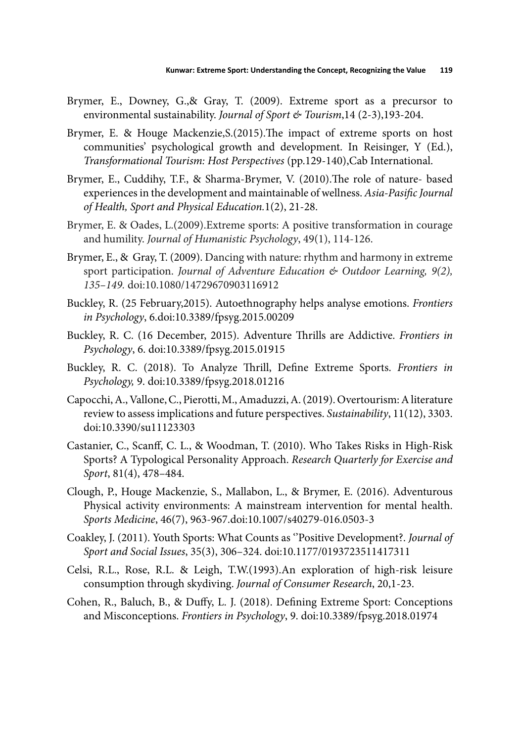Brymer, E., Downey, G.,& Gray, T. (2009). Extreme sport as a precursor to environmental sustainability. *Journal of Sport & Tourism*,14 (2-3),193-204.

Brymer, E. & Houge Mackenzie,S.(2015).The impact of extreme sports on host communities' psychological growth and development. In Reisinger, Y (Ed.), *Transformational Tourism: Host Perspectives* (pp.129-140),Cab International.

Brymer, E., Cuddihy, T.F., & Sharma-Brymer, V. (2010).The role of nature- based experiences in the development and maintainable of wellness. *Asia-Pasific Journal of Health, Sport and Physical Education.*1(2), 21-28.

Brymer, E. & Oades, L.(2009).Extreme sports: A positive transformation in courage and humility. *Journal of Humanistic Psychology*, 49(1), 114-126.

Brymer, E., & Gray, T. (2009). Dancing with nature: rhythm and harmony in extreme sport participation. *Journal of Adventure Education & Outdoor Learning, 9(2), 135–149.* doi:10.1080/14729670903116912

Buckley, R. (25 February,2015). Autoethnography helps analyse emotions. *Frontiers in Psychology*, 6.doi:10.3389/fpsyg.2015.00209

Buckley, R. C. (16 December, 2015). Adventure Thrills are Addictive. *Frontiers in Psychology*, 6. doi:10.3389/fpsyg.2015.01915

Buckley, R. C. (2018). To Analyze Thrill, Define Extreme Sports. *Frontiers in Psychology,* 9. doi:10.3389/fpsyg.2018.01216

Capocchi, A., Vallone, C., Pierotti, M., Amaduzzi, A. (2019). Overtourism: A literature review to assess implications and future perspectives. *Sustainability*, 11(12), 3303. doi:10.3390/su11123303

Castanier, C., Scanff, C. L., & Woodman, T. (2010). Who Takes Risks in High-Risk Sports? A Typological Personality Approach. *Research Quarterly for Exercise and Sport*, 81(4), 478–484.

Clough, P., Houge Mackenzie, S., Mallabon, L., & Brymer, E. (2016). Adventurous Physical activity environments: A mainstream intervention for mental health. *Sports Medicine*, 46(7), 963-967.doi:10.1007/s40279-016.0503-3

Coakley, J. (2011). Youth Sports: What Counts as ''Positive Development?. *Journal of Sport and Social Issues*, 35(3), 306–324. doi:10.1177/0193723511417311

Celsi, R.L., Rose, R.L. & Leigh, T.W.(1993).An exploration of high-risk leisure consumption through skydiving. *Journal of Consumer Research*, 20,1-23.

Cohen, R., Baluch, B., & Duffy, L. J. (2018). Defining Extreme Sport: Conceptions and Misconceptions. *Frontiers in Psychology*, 9. doi:10.3389/fpsyg.2018.01974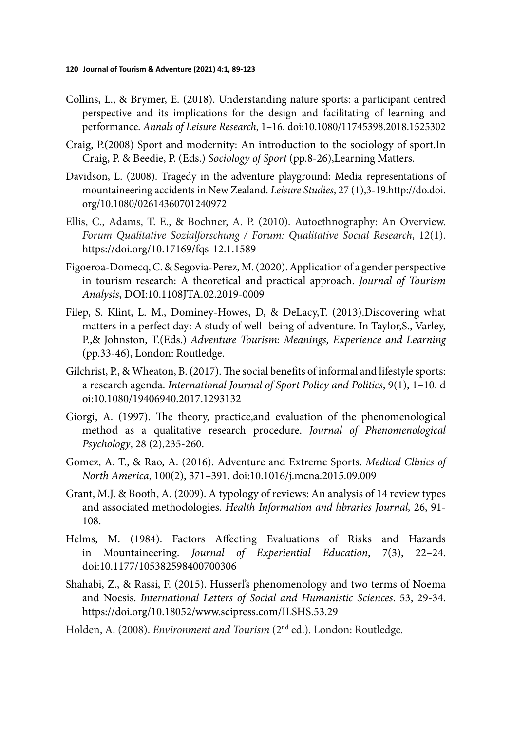Collins, L., & Brymer, E. (2018). Understanding nature sports: a participant centred perspective and its implications for the design and facilitating of learning and performance. *Annals of Leisure Research*, 1–16. doi:10.1080/11745398.2018.1525302

Craig, P.(2008) Sport and modernity: An introduction to the sociology of sport.In Craig, P. & Beedie, P. (Eds.) *Sociology of Sport* (pp.8-26),Learning Matters.

Davidson, L. (2008). Tragedy in the adventure playground: Media representations of mountaineering accidents in New Zealand. *Leisure Studies*, 27 (1),3-19.http://do.doi.org/10.1080/02614360701240972

Ellis, C., Adams, T. E., & Bochner, A. P. (2010). Autoethnography: An Overview. *Forum Qualitative Sozialforschung / Forum: Qualitative Social Research*, 12(1). https://doi.org/10.17169/fqs-12.1.1589

Figoeroa-Domecq, C. & Segovia-Perez, M. (2020). Application of a gender perspective in tourism research: A theoretical and practical approach. *Journal of Tourism Analysis*, DOI:10.1108JTA.02.2019-0009

Filep, S. Klint, L. M., Dominey-Howes, D, & DeLacy,T. (2013).Discovering what matters in a perfect day: A study of well- being of adventure. In Taylor,S., Varley, P.,& Johnston, T.(Eds.) *Adventure Tourism: Meanings, Experience and Learning* (pp.33-46), London: Routledge.

Gilchrist, P., & Wheaton, B. (2017). The social benefits of informal and lifestyle sports: a research agenda. *International Journal of Sport Policy and Politics*, 9(1), 1–10. doi:10.1080/19406940.2017.1293132

Giorgi, A. (1997). The theory, practice,and evaluation of the phenomenological method as a qualitative research procedure. *Journal of Phenomenological Psychology*, 28 (2),235-260.

Gomez, A. T., & Rao, A. (2016). Adventure and Extreme Sports. *Medical Clinics of North America*, 100(2), 371–391. doi:10.1016/j.mcna.2015.09.009

Grant, M.J. & Booth, A. (2009). A typology of reviews: An analysis of 14 review types and associated methodologies. *Health Information and libraries Journal,* 26, 91-108.

Helms, M. (1984). Factors Affecting Evaluations of Risks and Hazards in Mountaineering. *Journal of Experiential Education*, 7(3), 22–24. doi:10.1177/105382598400700306

Shahabi, Z., & Rassi, F. (2015). Husserl's phenomenology and two terms of Noema and Noesis. *International Letters of Social and Humanistic Sciences*. 53, 29-34. https://doi.org/10.18052/www.scipress.com/ILSHS.53.29

Holden, A. (2008). *Environment and Tourism* (2nd ed.). London: Routledge.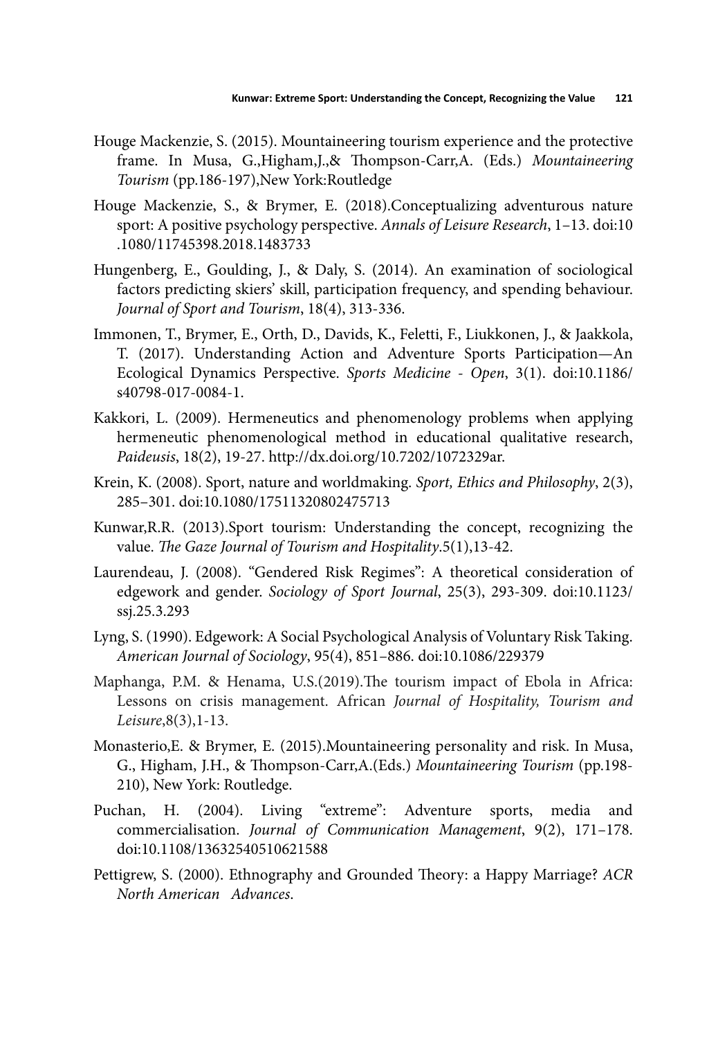Houge Mackenzie, S. (2015). Mountaineering tourism experience and the protective frame. In Musa, G.,Higham,J.,& Thompson-Carr,A. (Eds.) *Mountaineering Tourism* (pp.186-197),New York:Routledge

Houge Mackenzie, S., & Brymer, E. (2018).Conceptualizing adventurous nature sport: A positive psychology perspective. *Annals of Leisure Research*, 1–13. doi:10 .1080/11745398.2018.1483733

Hungenberg, E., Goulding, J., & Daly, S. (2014). An examination of sociological factors predicting skiers' skill, participation frequency, and spending behaviour. *Journal of Sport and Tourism*, 18(4), 313-336.

Immonen, T., Brymer, E., Orth, D., Davids, K., Feletti, F., Liukkonen, J., & Jaakkola, T. (2017). Understanding Action and Adventure Sports Participation—An Ecological Dynamics Perspective. *Sports Medicine - Open*, 3(1). doi:10.1186/ s40798-017-0084-1.

Kakkori, L. (2009). Hermeneutics and phenomenology problems when applying hermeneutic phenomenological method in educational qualitative research, *Paideusis*, 18(2), 19-27. http://dx.doi.org/10.7202/1072329ar.

Krein, K. (2008). Sport, nature and worldmaking. *Sport, Ethics and Philosophy*, 2(3), 285–301. doi:10.1080/17511320802475713

Kunwar,R.R. (2013).Sport tourism: Understanding the concept, recognizing the value. *The Gaze Journal of Tourism and Hospitality*.5(1),13-42.

Laurendeau, J. (2008). "Gendered Risk Regimes": A theoretical consideration of edgework and gender. *Sociology of Sport Journal*, 25(3), 293-309. doi:10.1123/ ssj.25.3.293

Lyng, S. (1990). Edgework: A Social Psychological Analysis of Voluntary Risk Taking. *American Journal of Sociology*, 95(4), 851–886. doi:10.1086/229379

Maphanga, P.M. & Henama, U.S.(2019).The tourism impact of Ebola in Africa: Lessons on crisis management. African *Journal of Hospitality, Tourism and Leisure*,8(3),1-13.

Monasterio,E. & Brymer, E. (2015).Mountaineering personality and risk. In Musa, G., Higham, J.H., & Thompson-Carr,A.(Eds.) *Mountaineering Tourism* (pp.198-210), New York: Routledge.

Puchan, H. (2004). Living "extreme": Adventure sports, media and commercialisation. *Journal of Communication Management*, 9(2), 171–178. doi:10.1108/13632540510621588

Pettigrew, S. (2000). Ethnography and Grounded Theory: a Happy Marriage? *ACR North American Advances.*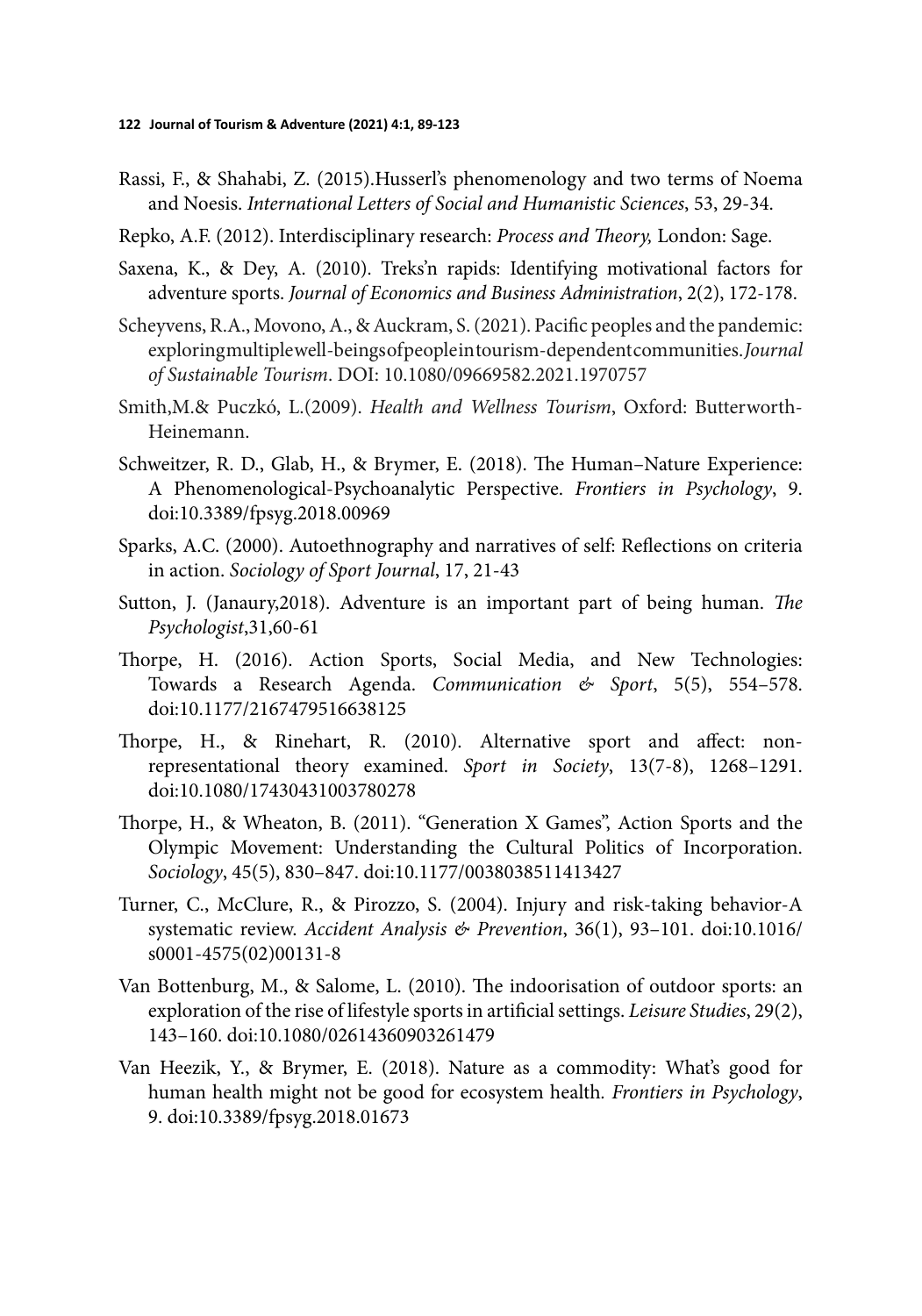Rassi, F., & Shahabi, Z. (2015).Husserl's phenomenology and two terms of Noema and Noesis. *International Letters of Social and Humanistic Sciences*, 53, 29-34.

Repko, A.F. (2012). Interdisciplinary research: *Process and Theory,* London: Sage.

Saxena, K., & Dey, A. (2010). Treks'n rapids: Identifying motivational factors for adventure sports. *Journal of Economics and Business Administration*, 2(2), 172-178.

Scheyvens, R.A., Movono, A., & Auckram, S. (2021). Pacific peoples and the pandemic: exploringmultiplewell-beingsofpeopleintourism-dependentcommunities.*Journal of Sustainable Tourism*. DOI: 10.1080/09669582.2021.1970757

Smith,M.& Puczkó, L.(2009). *Health and Wellness Tourism*, Oxford: Butterworth-Heinemann.

Schweitzer, R. D., Glab, H., & Brymer, E. (2018). The Human–Nature Experience: A Phenomenological-Psychoanalytic Perspective. *Frontiers in Psychology*, 9. doi:10.3389/fpsyg.2018.00969

Sparks, A.C. (2000). Autoethnography and narratives of self: Reflections on criteria in action. *Sociology of Sport Journal*, 17, 21-43

Sutton, J. (Janaury,2018). Adventure is an important part of being human. *The Psychologist*,31,60-61

Thorpe, H. (2016). Action Sports, Social Media, and New Technologies: Towards a Research Agenda. *Communication & Sport*, 5(5), 554–578. doi:10.1177/2167479516638125

Thorpe, H., & Rinehart, R. (2010). Alternative sport and affect: non-representational theory examined. *Sport in Society*, 13(7-8), 1268–1291. doi:10.1080/17430431003780278

Thorpe, H., & Wheaton, B. (2011). "Generation X Games", Action Sports and the Olympic Movement: Understanding the Cultural Politics of Incorporation. *Sociology*, 45(5), 830–847. doi:10.1177/0038038511413427

Turner, C., McClure, R., & Pirozzo, S. (2004). Injury and risk-taking behavior-A systematic review. *Accident Analysis & Prevention*, 36(1), 93–101. doi:10.1016/s0001-4575(02)00131-8

Van Bottenburg, M., & Salome, L. (2010). The indoorisation of outdoor sports: an exploration of the rise of lifestyle sports in artificial settings. *Leisure Studies*, 29(2), 143–160. doi:10.1080/02614360903261479

Van Heezik, Y., & Brymer, E. (2018). Nature as a commodity: What's good for human health might not be good for ecosystem health. *Frontiers in Psychology*, 9. doi:10.3389/fpsyg.2018.01673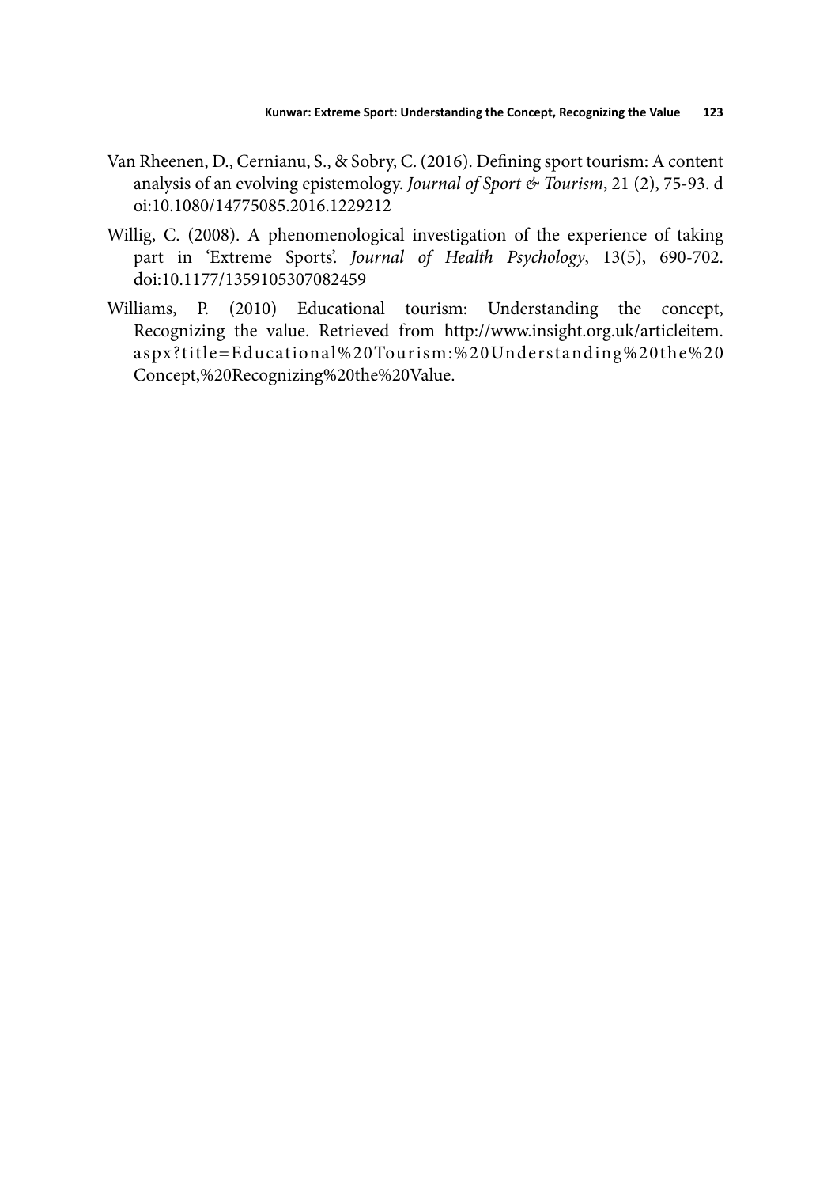Van Rheenen, D., Cernianu, S., & Sobry, C. (2016). Defining sport tourism: A content analysis of an evolving epistemology. *Journal of Sport & Tourism*, 21 (2), 75-93. doi:10.1080/14775085.2016.1229212

Willig, C. (2008). A phenomenological investigation of the experience of taking part in 'Extreme Sports'. *Journal of Health Psychology*, 13(5), 690-702. doi:10.1177/1359105307082459

Williams, P. (2010) Educational tourism: Understanding the concept, Recognizing the value. Retrieved from http://www.insight.org.uk/articleitem.aspx?title=Educational%20Tourism:%20Understanding%20the%20Concept,%20Recognizing%20the%20Value.